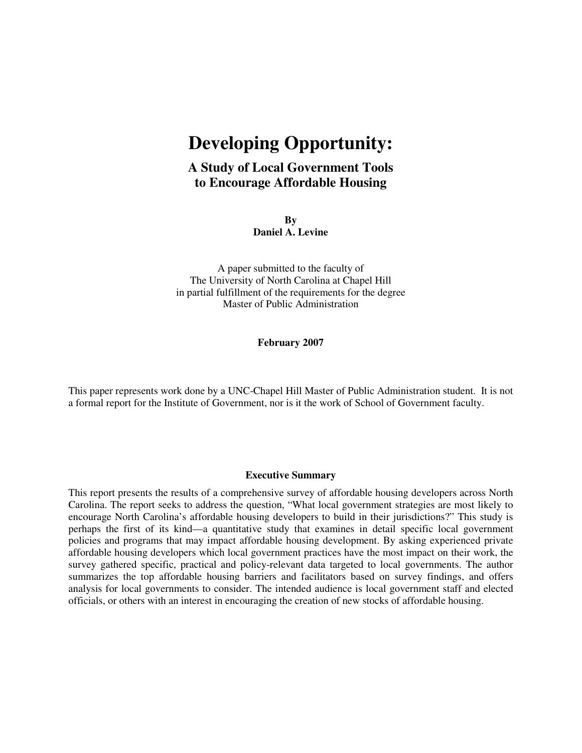# Developing Opportunity:

## A Study of Local Government Tools to Encourage Affordable Housing

**By**
**Daniel A. Levine**

A paper submitted to the faculty of
The University of North Carolina at Chapel Hill
in partial fulfillment of the requirements for the degree
Master of Public Administration

**February 2007**

This paper represents work done by a UNC-Chapel Hill Master of Public Administration student. It is not a formal report for the Institute of Government, nor is it the work of School of Government faculty.

**Executive Summary**

This report presents the results of a comprehensive survey of affordable housing developers across North Carolina. The report seeks to address the question, "What local government strategies are most likely to encourage North Carolina's affordable housing developers to build in their jurisdictions?" This study is perhaps the first of its kind—a quantitative study that examines in detail specific local government policies and programs that may impact affordable housing development. By asking experienced private affordable housing developers which local government practices have the most impact on their work, the survey gathered specific, practical and policy-relevant data targeted to local governments. The author summarizes the top affordable housing barriers and facilitators based on survey findings, and offers analysis for local governments to consider. The intended audience is local government staff and elected officials, or others with an interest in encouraging the creation of new stocks of affordable housing.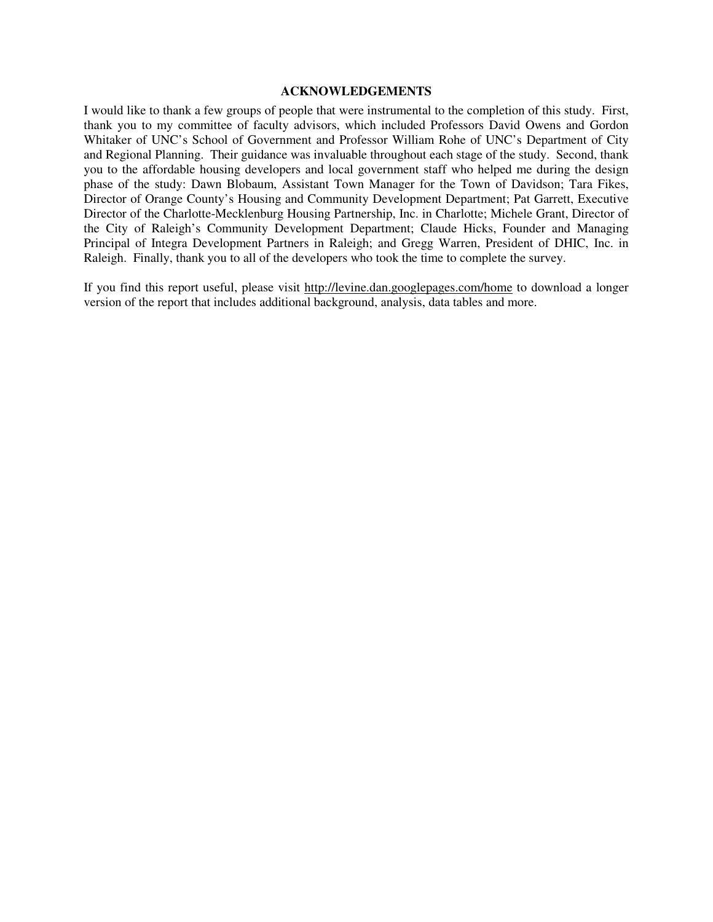## ACKNOWLEDGEMENTS

I would like to thank a few groups of people that were instrumental to the completion of this study. First, thank you to my committee of faculty advisors, which included Professors David Owens and Gordon Whitaker of UNC's School of Government and Professor William Rohe of UNC's Department of City and Regional Planning. Their guidance was invaluable throughout each stage of the study. Second, thank you to the affordable housing developers and local government staff who helped me during the design phase of the study: Dawn Blobaum, Assistant Town Manager for the Town of Davidson; Tara Fikes, Director of Orange County's Housing and Community Development Department; Pat Garrett, Executive Director of the Charlotte-Mecklenburg Housing Partnership, Inc. in Charlotte; Michele Grant, Director of the City of Raleigh's Community Development Department; Claude Hicks, Founder and Managing Principal of Integra Development Partners in Raleigh; and Gregg Warren, President of DHIC, Inc. in Raleigh. Finally, thank you to all of the developers who took the time to complete the survey.

If you find this report useful, please visit http://levine.dan.googlepages.com/home to download a longer version of the report that includes additional background, analysis, data tables and more.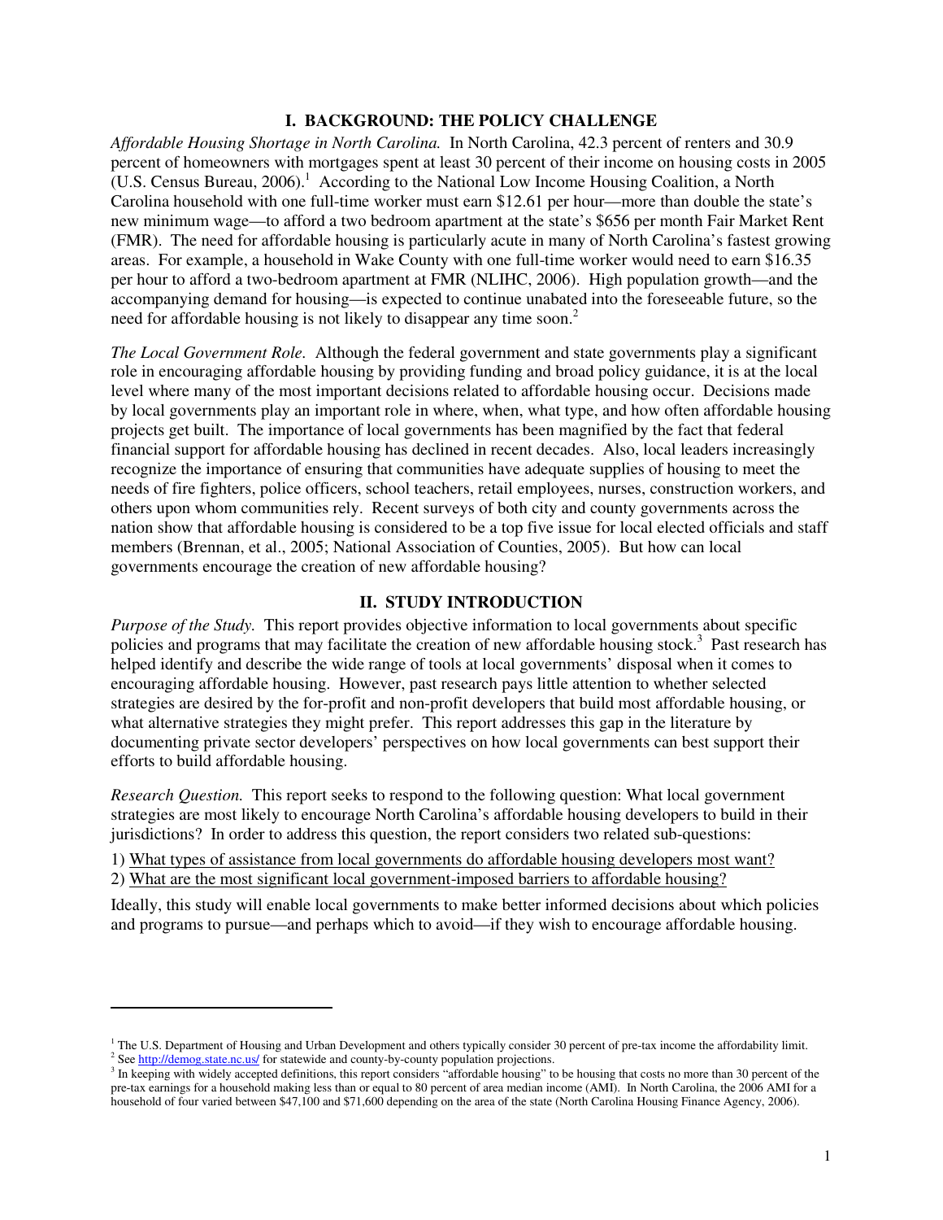## I. BACKGROUND: THE POLICY CHALLENGE

*Affordable Housing Shortage in North Carolina.* In North Carolina, 42.3 percent of renters and 30.9 percent of homeowners with mortgages spent at least 30 percent of their income on housing costs in 2005 (U.S. Census Bureau, 2006).[1] According to the National Low Income Housing Coalition, a North Carolina household with one full-time worker must earn $12.61 per hour—more than double the state's new minimum wage—to afford a two bedroom apartment at the state's $656 per month Fair Market Rent (FMR). The need for affordable housing is particularly acute in many of North Carolina's fastest growing areas. For example, a household in Wake County with one full-time worker would need to earn $16.35 per hour to afford a two-bedroom apartment at FMR (NLIHC, 2006). High population growth—and the accompanying demand for housing—is expected to continue unabated into the foreseeable future, so the need for affordable housing is not likely to disappear any time soon.[2]

*The Local Government Role.* Although the federal government and state governments play a significant role in encouraging affordable housing by providing funding and broad policy guidance, it is at the local level where many of the most important decisions related to affordable housing occur. Decisions made by local governments play an important role in where, when, what type, and how often affordable housing projects get built. The importance of local governments has been magnified by the fact that federal financial support for affordable housing has declined in recent decades. Also, local leaders increasingly recognize the importance of ensuring that communities have adequate supplies of housing to meet the needs of fire fighters, police officers, school teachers, retail employees, nurses, construction workers, and others upon whom communities rely. Recent surveys of both city and county governments across the nation show that affordable housing is considered to be a top five issue for local elected officials and staff members (Brennan, et al., 2005; National Association of Counties, 2005). But how can local governments encourage the creation of new affordable housing?

## II. STUDY INTRODUCTION

*Purpose of the Study.* This report provides objective information to local governments about specific policies and programs that may facilitate the creation of new affordable housing stock.[3] Past research has helped identify and describe the wide range of tools at local governments' disposal when it comes to encouraging affordable housing. However, past research pays little attention to whether selected strategies are desired by the for-profit and non-profit developers that build most affordable housing, or what alternative strategies they might prefer. This report addresses this gap in the literature by documenting private sector developers' perspectives on how local governments can best support their efforts to build affordable housing.

*Research Question.* This report seeks to respond to the following question: What local government strategies are most likely to encourage North Carolina's affordable housing developers to build in their jurisdictions? In order to address this question, the report considers two related sub-questions:

1) <u>What types of assistance from local governments do affordable housing developers most want?</u>
2) <u>What are the most significant local government-imposed barriers to affordable housing?</u>

Ideally, this study will enable local governments to make better informed decisions about which policies and programs to pursue—and perhaps which to avoid—if they wish to encourage affordable housing.

---

[1] The U.S. Department of Housing and Urban Development and others typically consider 30 percent of pre-tax income the affordability limit.
[2] See http://demog.state.nc.us/ for statewide and county-by-county population projections.
[3] In keeping with widely accepted definitions, this report considers "affordable housing" to be housing that costs no more than 30 percent of the pre-tax earnings for a household making less than or equal to 80 percent of area median income (AMI). In North Carolina, the 2006 AMI for a household of four varied between $47,100 and $71,600 depending on the area of the state (North Carolina Housing Finance Agency, 2006).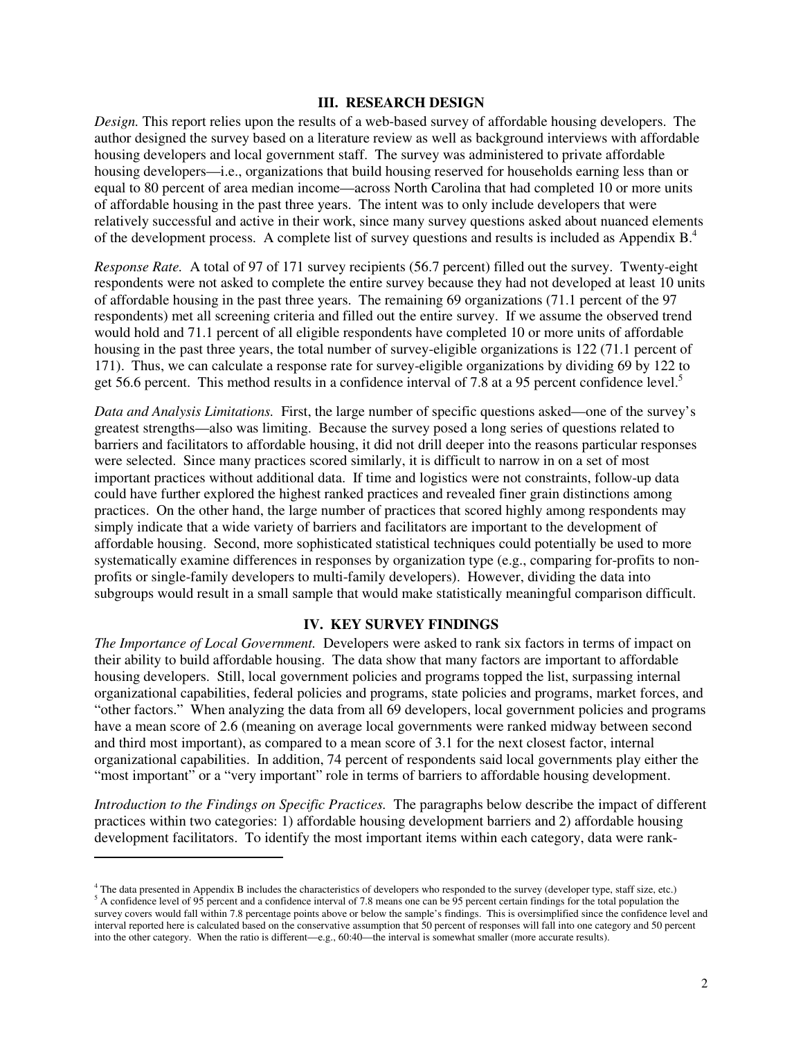## III. RESEARCH DESIGN

*Design.* This report relies upon the results of a web-based survey of affordable housing developers. The author designed the survey based on a literature review as well as background interviews with affordable housing developers and local government staff. The survey was administered to private affordable housing developers—i.e., organizations that build housing reserved for households earning less than or equal to 80 percent of area median income—across North Carolina that had completed 10 or more units of affordable housing in the past three years. The intent was to only include developers that were relatively successful and active in their work, since many survey questions asked about nuanced elements of the development process. A complete list of survey questions and results is included as Appendix B.[4]

*Response Rate.* A total of 97 of 171 survey recipients (56.7 percent) filled out the survey. Twenty-eight respondents were not asked to complete the entire survey because they had not developed at least 10 units of affordable housing in the past three years. The remaining 69 organizations (71.1 percent of the 97 respondents) met all screening criteria and filled out the entire survey. If we assume the observed trend would hold and 71.1 percent of all eligible respondents have completed 10 or more units of affordable housing in the past three years, the total number of survey-eligible organizations is 122 (71.1 percent of 171). Thus, we can calculate a response rate for survey-eligible organizations by dividing 69 by 122 to get 56.6 percent. This method results in a confidence interval of 7.8 at a 95 percent confidence level.[5]

*Data and Analysis Limitations.* First, the large number of specific questions asked—one of the survey's greatest strengths—also was limiting. Because the survey posed a long series of questions related to barriers and facilitators to affordable housing, it did not drill deeper into the reasons particular responses were selected. Since many practices scored similarly, it is difficult to narrow in on a set of most important practices without additional data. If time and logistics were not constraints, follow-up data could have further explored the highest ranked practices and revealed finer grain distinctions among practices. On the other hand, the large number of practices that scored highly among respondents may simply indicate that a wide variety of barriers and facilitators are important to the development of affordable housing. Second, more sophisticated statistical techniques could potentially be used to more systematically examine differences in responses by organization type (e.g., comparing for-profits to non-profits or single-family developers to multi-family developers). However, dividing the data into subgroups would result in a small sample that would make statistically meaningful comparison difficult.

## IV. KEY SURVEY FINDINGS

*The Importance of Local Government.* Developers were asked to rank six factors in terms of impact on their ability to build affordable housing. The data show that many factors are important to affordable housing developers. Still, local government policies and programs topped the list, surpassing internal organizational capabilities, federal policies and programs, state policies and programs, market forces, and "other factors." When analyzing the data from all 69 developers, local government policies and programs have a mean score of 2.6 (meaning on average local governments were ranked midway between second and third most important), as compared to a mean score of 3.1 for the next closest factor, internal organizational capabilities. In addition, 74 percent of respondents said local governments play either the "most important" or a "very important" role in terms of barriers to affordable housing development.

*Introduction to the Findings on Specific Practices.* The paragraphs below describe the impact of different practices within two categories: 1) affordable housing development barriers and 2) affordable housing development facilitators. To identify the most important items within each category, data were rank-

---

[4] The data presented in Appendix B includes the characteristics of developers who responded to the survey (developer type, staff size, etc.)

[5] A confidence level of 95 percent and a confidence interval of 7.8 means one can be 95 percent certain findings for the total population the survey covers would fall within 7.8 percentage points above or below the sample's findings. This is oversimplified since the confidence level and interval reported here is calculated based on the conservative assumption that 50 percent of responses will fall into one category and 50 percent into the other category. When the ratio is different—e.g., 60:40—the interval is somewhat smaller (more accurate results).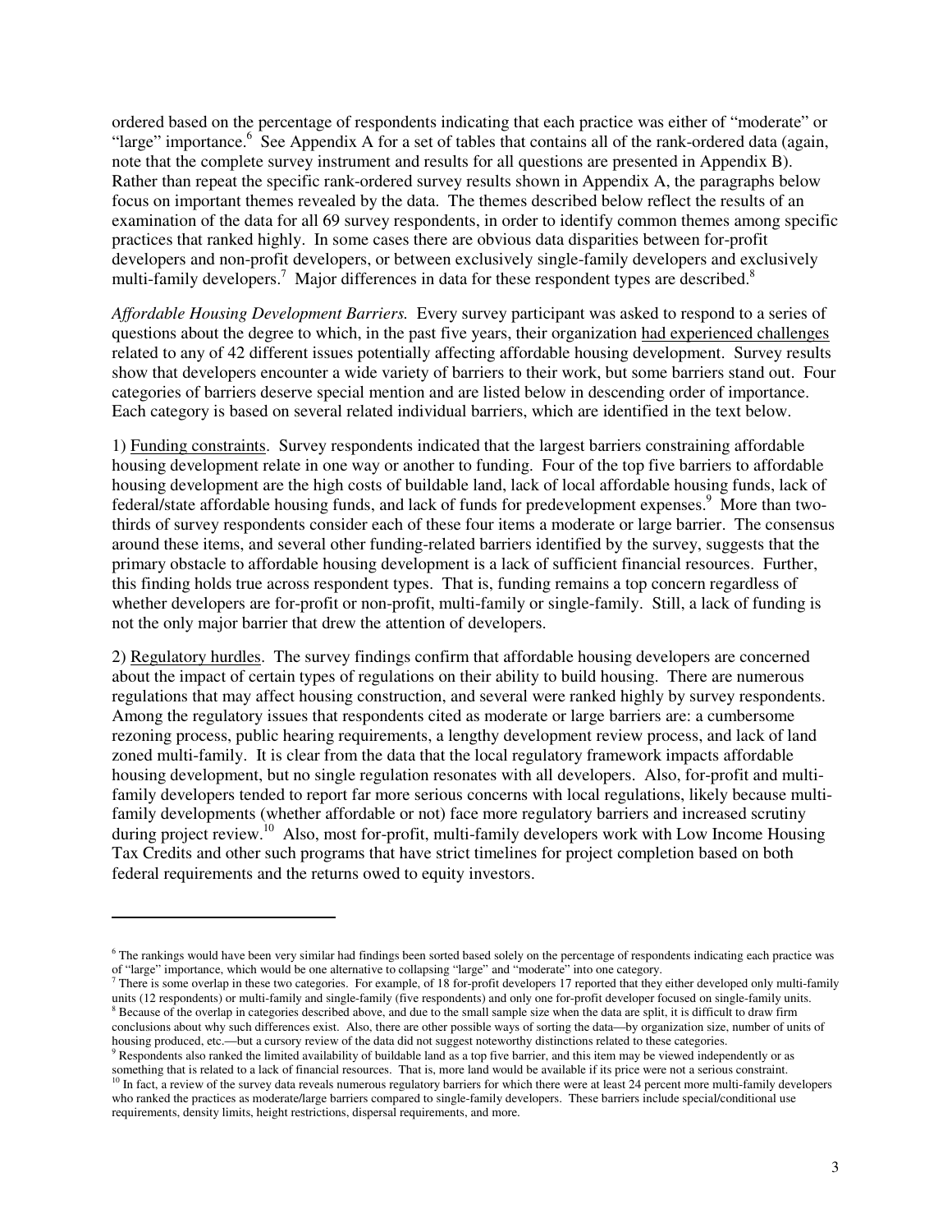ordered based on the percentage of respondents indicating that each practice was either of "moderate" or "large" importance.[6] See Appendix A for a set of tables that contains all of the rank-ordered data (again, note that the complete survey instrument and results for all questions are presented in Appendix B). Rather than repeat the specific rank-ordered survey results shown in Appendix A, the paragraphs below focus on important themes revealed by the data. The themes described below reflect the results of an examination of the data for all 69 survey respondents, in order to identify common themes among specific practices that ranked highly. In some cases there are obvious data disparities between for-profit developers and non-profit developers, or between exclusively single-family developers and exclusively multi-family developers.[7] Major differences in data for these respondent types are described.[8]

*Affordable Housing Development Barriers.* Every survey participant was asked to respond to a series of questions about the degree to which, in the past five years, their organization had experienced challenges related to any of 42 different issues potentially affecting affordable housing development. Survey results show that developers encounter a wide variety of barriers to their work, but some barriers stand out. Four categories of barriers deserve special mention and are listed below in descending order of importance. Each category is based on several related individual barriers, which are identified in the text below.

1) Funding constraints. Survey respondents indicated that the largest barriers constraining affordable housing development relate in one way or another to funding. Four of the top five barriers to affordable housing development are the high costs of buildable land, lack of local affordable housing funds, lack of federal/state affordable housing funds, and lack of funds for predevelopment expenses.[9] More than two-thirds of survey respondents consider each of these four items a moderate or large barrier. The consensus around these items, and several other funding-related barriers identified by the survey, suggests that the primary obstacle to affordable housing development is a lack of sufficient financial resources. Further, this finding holds true across respondent types. That is, funding remains a top concern regardless of whether developers are for-profit or non-profit, multi-family or single-family. Still, a lack of funding is not the only major barrier that drew the attention of developers.

2) Regulatory hurdles. The survey findings confirm that affordable housing developers are concerned about the impact of certain types of regulations on their ability to build housing. There are numerous regulations that may affect housing construction, and several were ranked highly by survey respondents. Among the regulatory issues that respondents cited as moderate or large barriers are: a cumbersome rezoning process, public hearing requirements, a lengthy development review process, and lack of land zoned multi-family. It is clear from the data that the local regulatory framework impacts affordable housing development, but no single regulation resonates with all developers. Also, for-profit and multi-family developers tended to report far more serious concerns with local regulations, likely because multi-family developments (whether affordable or not) face more regulatory barriers and increased scrutiny during project review.[10] Also, most for-profit, multi-family developers work with Low Income Housing Tax Credits and other such programs that have strict timelines for project completion based on both federal requirements and the returns owed to equity investors.

---

[6] The rankings would have been very similar had findings been sorted based solely on the percentage of respondents indicating each practice was of "large" importance, which would be one alternative to collapsing "large" and "moderate" into one category.

[7] There is some overlap in these two categories. For example, of 18 for-profit developers 17 reported that they either developed only multi-family units (12 respondents) or multi-family and single-family (five respondents) and only one for-profit developer focused on single-family units.

[8] Because of the overlap in categories described above, and due to the small sample size when the data are split, it is difficult to draw firm conclusions about why such differences exist. Also, there are other possible ways of sorting the data—by organization size, number of units of housing produced, etc.—but a cursory review of the data did not suggest noteworthy distinctions related to these categories.

[9] Respondents also ranked the limited availability of buildable land as a top five barrier, and this item may be viewed independently or as something that is related to a lack of financial resources. That is, more land would be available if its price were not a serious constraint.

[10] In fact, a review of the survey data reveals numerous regulatory barriers for which there were at least 24 percent more multi-family developers who ranked the practices as moderate/large barriers compared to single-family developers. These barriers include special/conditional use requirements, density limits, height restrictions, dispersal requirements, and more.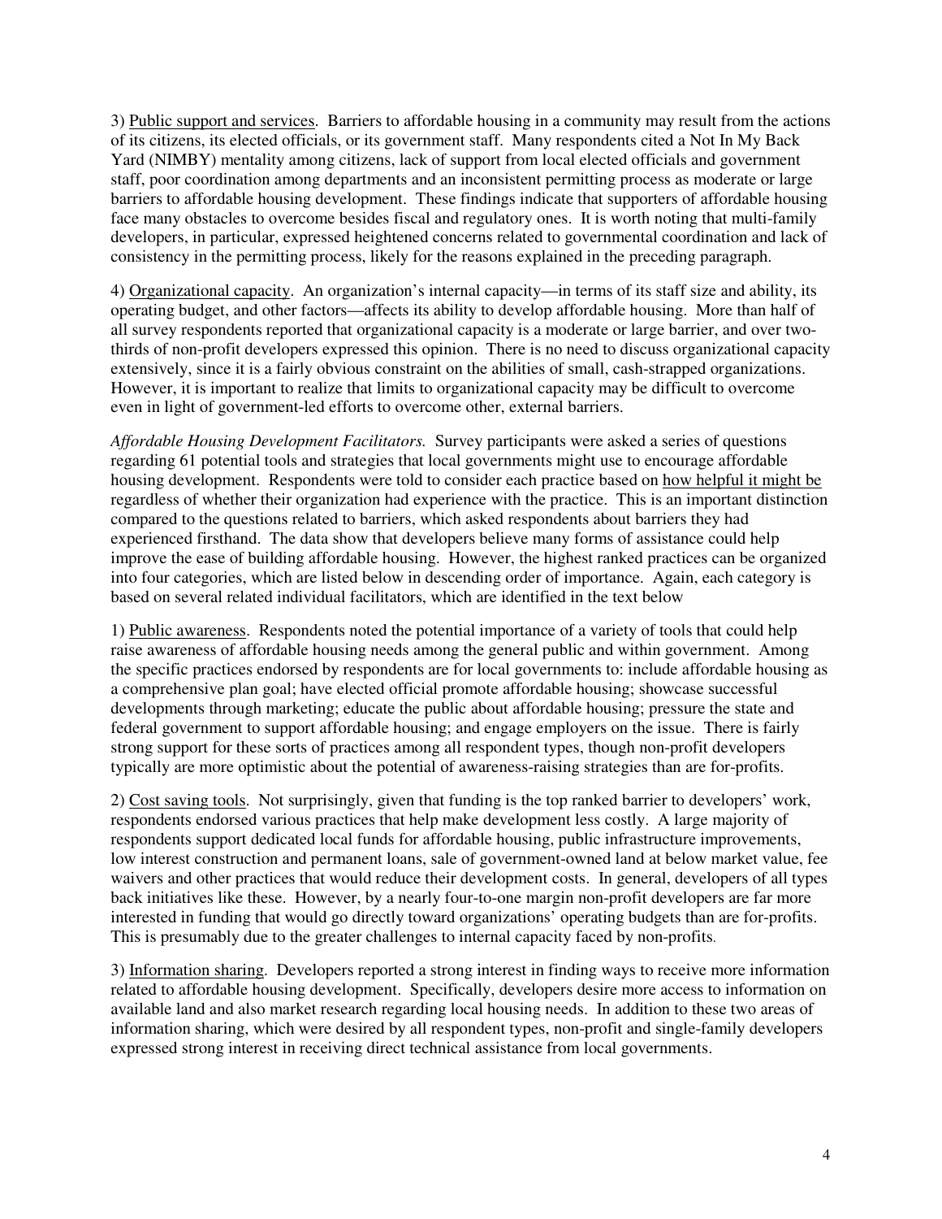3) <u>Public support and services</u>. Barriers to affordable housing in a community may result from the actions of its citizens, its elected officials, or its government staff. Many respondents cited a Not In My Back Yard (NIMBY) mentality among citizens, lack of support from local elected officials and government staff, poor coordination among departments and an inconsistent permitting process as moderate or large barriers to affordable housing development. These findings indicate that supporters of affordable housing face many obstacles to overcome besides fiscal and regulatory ones. It is worth noting that multi-family developers, in particular, expressed heightened concerns related to governmental coordination and lack of consistency in the permitting process, likely for the reasons explained in the preceding paragraph.

4) <u>Organizational capacity</u>. An organization's internal capacity—in terms of its staff size and ability, its operating budget, and other factors—affects its ability to develop affordable housing. More than half of all survey respondents reported that organizational capacity is a moderate or large barrier, and over two-thirds of non-profit developers expressed this opinion. There is no need to discuss organizational capacity extensively, since it is a fairly obvious constraint on the abilities of small, cash-strapped organizations. However, it is important to realize that limits to organizational capacity may be difficult to overcome even in light of government-led efforts to overcome other, external barriers.

*Affordable Housing Development Facilitators.* Survey participants were asked a series of questions regarding 61 potential tools and strategies that local governments might use to encourage affordable housing development. Respondents were told to consider each practice based on <u>how helpful it might be</u> regardless of whether their organization had experience with the practice. This is an important distinction compared to the questions related to barriers, which asked respondents about barriers they had experienced firsthand. The data show that developers believe many forms of assistance could help improve the ease of building affordable housing. However, the highest ranked practices can be organized into four categories, which are listed below in descending order of importance. Again, each category is based on several related individual facilitators, which are identified in the text below

1) <u>Public awareness</u>. Respondents noted the potential importance of a variety of tools that could help raise awareness of affordable housing needs among the general public and within government. Among the specific practices endorsed by respondents are for local governments to: include affordable housing as a comprehensive plan goal; have elected official promote affordable housing; showcase successful developments through marketing; educate the public about affordable housing; pressure the state and federal government to support affordable housing; and engage employers on the issue. There is fairly strong support for these sorts of practices among all respondent types, though non-profit developers typically are more optimistic about the potential of awareness-raising strategies than are for-profits.

2) <u>Cost saving tools</u>. Not surprisingly, given that funding is the top ranked barrier to developers' work, respondents endorsed various practices that help make development less costly. A large majority of respondents support dedicated local funds for affordable housing, public infrastructure improvements, low interest construction and permanent loans, sale of government-owned land at below market value, fee waivers and other practices that would reduce their development costs. In general, developers of all types back initiatives like these. However, by a nearly four-to-one margin non-profit developers are far more interested in funding that would go directly toward organizations' operating budgets than are for-profits. This is presumably due to the greater challenges to internal capacity faced by non-profits.

3) <u>Information sharing</u>. Developers reported a strong interest in finding ways to receive more information related to affordable housing development. Specifically, developers desire more access to information on available land and also market research regarding local housing needs. In addition to these two areas of information sharing, which were desired by all respondent types, non-profit and single-family developers expressed strong interest in receiving direct technical assistance from local governments.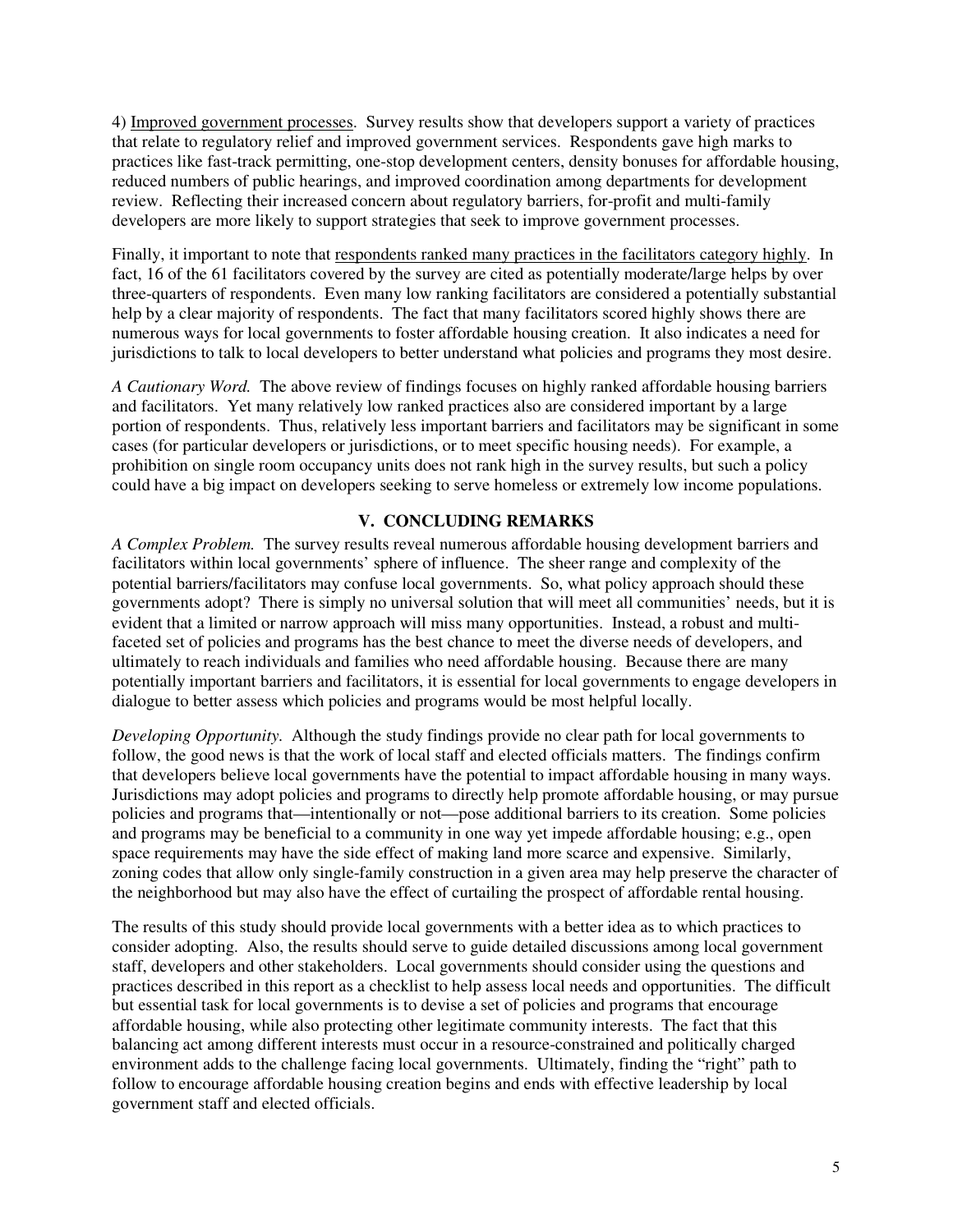4) <u>Improved government processes</u>. Survey results show that developers support a variety of practices that relate to regulatory relief and improved government services. Respondents gave high marks to practices like fast-track permitting, one-stop development centers, density bonuses for affordable housing, reduced numbers of public hearings, and improved coordination among departments for development review. Reflecting their increased concern about regulatory barriers, for-profit and multi-family developers are more likely to support strategies that seek to improve government processes.

Finally, it important to note that <u>respondents ranked many practices in the facilitators category highly</u>. In fact, 16 of the 61 facilitators covered by the survey are cited as potentially moderate/large helps by over three-quarters of respondents. Even many low ranking facilitators are considered a potentially substantial help by a clear majority of respondents. The fact that many facilitators scored highly shows there are numerous ways for local governments to foster affordable housing creation. It also indicates a need for jurisdictions to talk to local developers to better understand what policies and programs they most desire.

*A Cautionary Word.* The above review of findings focuses on highly ranked affordable housing barriers and facilitators. Yet many relatively low ranked practices also are considered important by a large portion of respondents. Thus, relatively less important barriers and facilitators may be significant in some cases (for particular developers or jurisdictions, or to meet specific housing needs). For example, a prohibition on single room occupancy units does not rank high in the survey results, but such a policy could have a big impact on developers seeking to serve homeless or extremely low income populations.

## V. CONCLUDING REMARKS

*A Complex Problem.* The survey results reveal numerous affordable housing development barriers and facilitators within local governments' sphere of influence. The sheer range and complexity of the potential barriers/facilitators may confuse local governments. So, what policy approach should these governments adopt? There is simply no universal solution that will meet all communities' needs, but it is evident that a limited or narrow approach will miss many opportunities. Instead, a robust and multi-faceted set of policies and programs has the best chance to meet the diverse needs of developers, and ultimately to reach individuals and families who need affordable housing. Because there are many potentially important barriers and facilitators, it is essential for local governments to engage developers in dialogue to better assess which policies and programs would be most helpful locally.

*Developing Opportunity.* Although the study findings provide no clear path for local governments to follow, the good news is that the work of local staff and elected officials matters. The findings confirm that developers believe local governments have the potential to impact affordable housing in many ways. Jurisdictions may adopt policies and programs to directly help promote affordable housing, or may pursue policies and programs that—intentionally or not—pose additional barriers to its creation. Some policies and programs may be beneficial to a community in one way yet impede affordable housing; e.g., open space requirements may have the side effect of making land more scarce and expensive. Similarly, zoning codes that allow only single-family construction in a given area may help preserve the character of the neighborhood but may also have the effect of curtailing the prospect of affordable rental housing.

The results of this study should provide local governments with a better idea as to which practices to consider adopting. Also, the results should serve to guide detailed discussions among local government staff, developers and other stakeholders. Local governments should consider using the questions and practices described in this report as a checklist to help assess local needs and opportunities. The difficult but essential task for local governments is to devise a set of policies and programs that encourage affordable housing, while also protecting other legitimate community interests. The fact that this balancing act among different interests must occur in a resource-constrained and politically charged environment adds to the challenge facing local governments. Ultimately, finding the "right" path to follow to encourage affordable housing creation begins and ends with effective leadership by local government staff and elected officials.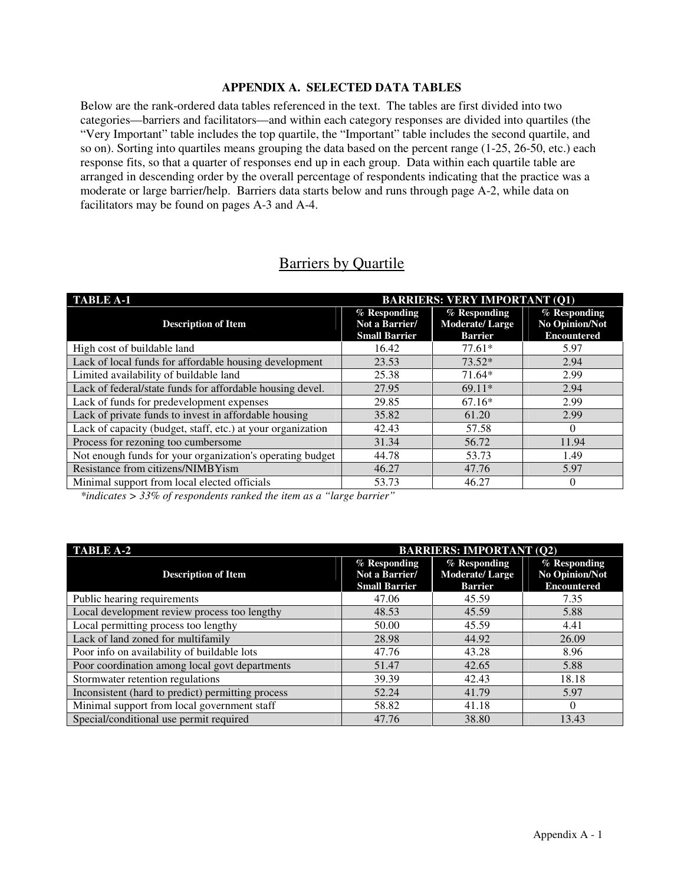## APPENDIX A. SELECTED DATA TABLES

Below are the rank-ordered data tables referenced in the text. The tables are first divided into two categories—barriers and facilitators—and within each category responses are divided into quartiles (the "Very Important" table includes the top quartile, the "Important" table includes the second quartile, and so on). Sorting into quartiles means grouping the data based on the percent range (1-25, 26-50, etc.) each response fits, so that a quarter of responses end up in each group. Data within each quartile table are arranged in descending order by the overall percentage of respondents indicating that the practice was a moderate or large barrier/help. Barriers data starts below and runs through page A-2, while data on facilitators may be found on pages A-3 and A-4.

# Barriers by Quartile

| TABLE A-1 | BARRIERS: VERY IMPORTANT (Q1) | | |
|---|---|---|---|
| **Description of Item** | **% Responding Not a Barrier/ Small Barrier** | **% Responding Moderate/ Large Barrier** | **% Responding No Opinion/Not Encountered** |
| High cost of buildable land | 16.42 | 77.61* | 5.97 |
| Lack of local funds for affordable housing development | 23.53 | 73.52* | 2.94 |
| Limited availability of buildable land | 25.38 | 71.64* | 2.99 |
| Lack of federal/state funds for affordable housing devel. | 27.95 | 69.11* | 2.94 |
| Lack of funds for predevelopment expenses | 29.85 | 67.16* | 2.99 |
| Lack of private funds to invest in affordable housing | 35.82 | 61.20 | 2.99 |
| Lack of capacity (budget, staff, etc.) at your organization | 42.43 | 57.58 | 0 |
| Process for rezoning too cumbersome | 31.34 | 56.72 | 11.94 |
| Not enough funds for your organization's operating budget | 44.78 | 53.73 | 1.49 |
| Resistance from citizens/NIMBYism | 46.27 | 47.76 | 5.97 |
| Minimal support from local elected officials | 53.73 | 46.27 | 0 |

*\*indicates > 33% of respondents ranked the item as a "large barrier"*

| TABLE A-2 | BARRIERS: IMPORTANT (Q2) | | |
|---|---|---|---|
| **Description of Item** | **% Responding Not a Barrier/ Small Barrier** | **% Responding Moderate/ Large Barrier** | **% Responding No Opinion/Not Encountered** |
| Public hearing requirements | 47.06 | 45.59 | 7.35 |
| Local development review process too lengthy | 48.53 | 45.59 | 5.88 |
| Local permitting process too lengthy | 50.00 | 45.59 | 4.41 |
| Lack of land zoned for multifamily | 28.98 | 44.92 | 26.09 |
| Poor info on availability of buildable lots | 47.76 | 43.28 | 8.96 |
| Poor coordination among local govt departments | 51.47 | 42.65 | 5.88 |
| Stormwater retention regulations | 39.39 | 42.43 | 18.18 |
| Inconsistent (hard to predict) permitting process | 52.24 | 41.79 | 5.97 |
| Minimal support from local government staff | 58.82 | 41.18 | 0 |
| Special/conditional use permit required | 47.76 | 38.80 | 13.43 |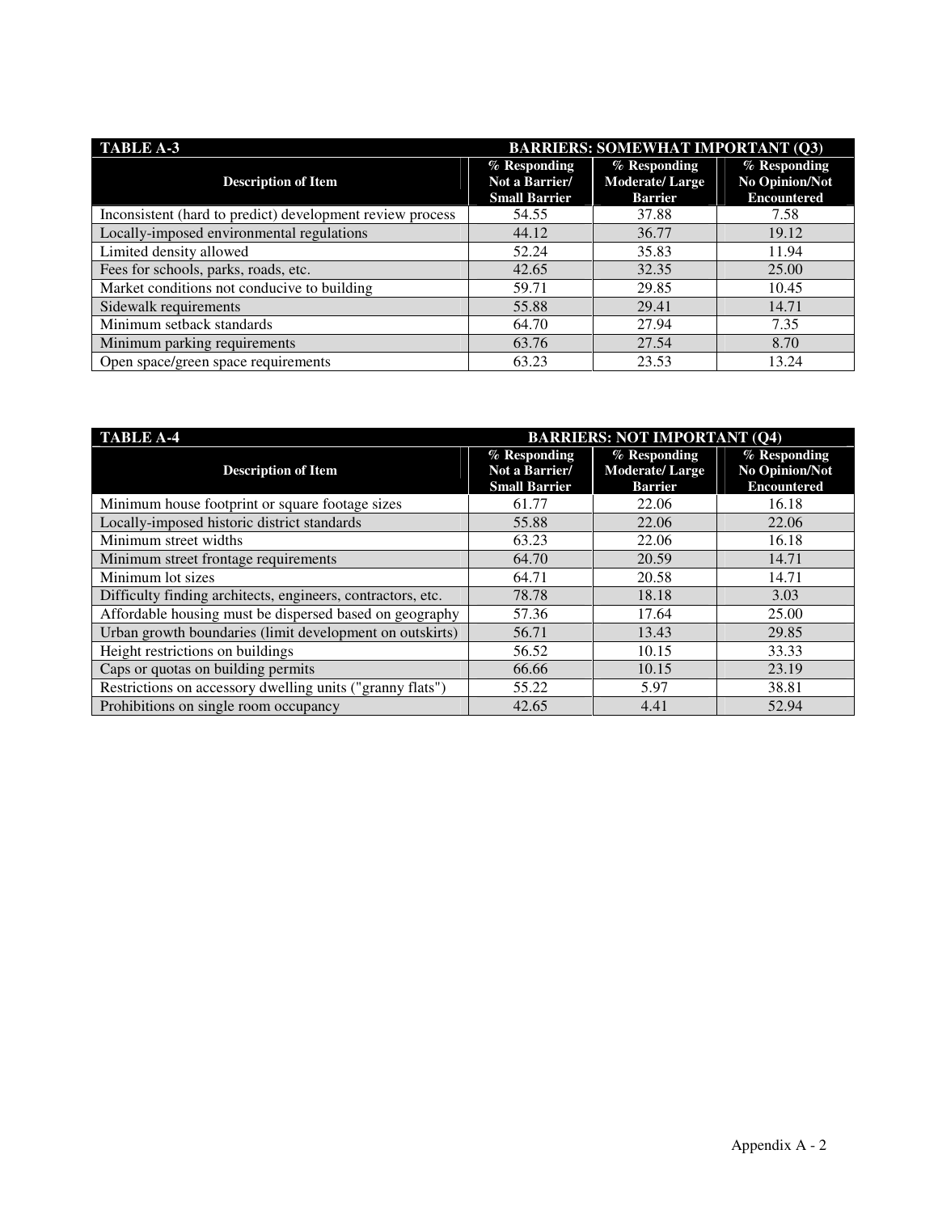| TABLE A-3 | BARRIERS: SOMEWHAT IMPORTANT (Q3) | | |
|---|---|---|---|
| **Description of Item** | **% Responding Not a Barrier/ Small Barrier** | **% Responding Moderate/ Large Barrier** | **% Responding No Opinion/Not Encountered** |
| Inconsistent (hard to predict) development review process | 54.55 | 37.88 | 7.58 |
| Locally-imposed environmental regulations | 44.12 | 36.77 | 19.12 |
| Limited density allowed | 52.24 | 35.83 | 11.94 |
| Fees for schools, parks, roads, etc. | 42.65 | 32.35 | 25.00 |
| Market conditions not conducive to building | 59.71 | 29.85 | 10.45 |
| Sidewalk requirements | 55.88 | 29.41 | 14.71 |
| Minimum setback standards | 64.70 | 27.94 | 7.35 |
| Minimum parking requirements | 63.76 | 27.54 | 8.70 |
| Open space/green space requirements | 63.23 | 23.53 | 13.24 |

| TABLE A-4 | BARRIERS: NOT IMPORTANT (Q4) | | |
|---|---|---|---|
| **Description of Item** | **% Responding Not a Barrier/ Small Barrier** | **% Responding Moderate/ Large Barrier** | **% Responding No Opinion/Not Encountered** |
| Minimum house footprint or square footage sizes | 61.77 | 22.06 | 16.18 |
| Locally-imposed historic district standards | 55.88 | 22.06 | 22.06 |
| Minimum street widths | 63.23 | 22.06 | 16.18 |
| Minimum street frontage requirements | 64.70 | 20.59 | 14.71 |
| Minimum lot sizes | 64.71 | 20.58 | 14.71 |
| Difficulty finding architects, engineers, contractors, etc. | 78.78 | 18.18 | 3.03 |
| Affordable housing must be dispersed based on geography | 57.36 | 17.64 | 25.00 |
| Urban growth boundaries (limit development on outskirts) | 56.71 | 13.43 | 29.85 |
| Height restrictions on buildings | 56.52 | 10.15 | 33.33 |
| Caps or quotas on building permits | 66.66 | 10.15 | 23.19 |
| Restrictions on accessory dwelling units ("granny flats") | 55.22 | 5.97 | 38.81 |
| Prohibitions on single room occupancy | 42.65 | 4.41 | 52.94 |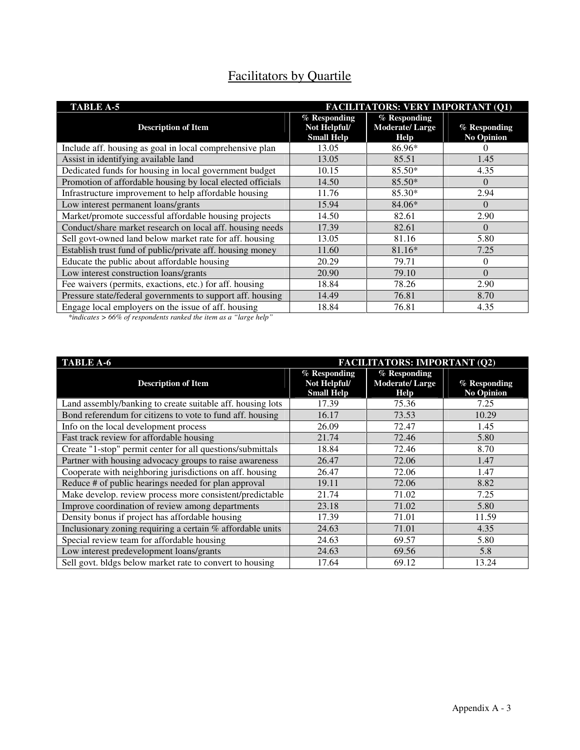# Facilitators by Quartile

| TABLE A-5 | FACILITATORS: VERY IMPORTANT (Q1) | | |
|---|---|---|---|
| **Description of Item** | **% Responding Not Helpful/ Small Help** | **% Responding Moderate/ Large Help** | **% Responding No Opinion** |
| Include aff. housing as goal in local comprehensive plan | 13.05 | 86.96* | 0 |
| Assist in identifying available land | 13.05 | 85.51 | 1.45 |
| Dedicated funds for housing in local government budget | 10.15 | 85.50* | 4.35 |
| Promotion of affordable housing by local elected officials | 14.50 | 85.50* | 0 |
| Infrastructure improvement to help affordable housing | 11.76 | 85.30* | 2.94 |
| Low interest permanent loans/grants | 15.94 | 84.06* | 0 |
| Market/promote successful affordable housing projects | 14.50 | 82.61 | 2.90 |
| Conduct/share market research on local aff. housing needs | 17.39 | 82.61 | 0 |
| Sell govt-owned land below market rate for aff. housing | 13.05 | 81.16 | 5.80 |
| Establish trust fund of public/private aff. housing money | 11.60 | 81.16* | 7.25 |
| Educate the public about affordable housing | 20.29 | 79.71 | 0 |
| Low interest construction loans/grants | 20.90 | 79.10 | 0 |
| Fee waivers (permits, exactions, etc.) for aff. housing | 18.84 | 78.26 | 2.90 |
| Pressure state/federal governments to support aff. housing | 14.49 | 76.81 | 8.70 |
| Engage local employers on the issue of aff. housing | 18.84 | 76.81 | 4.35 |

*\*indicates > 66% of respondents ranked the item as a "large help"*

| TABLE A-6 | FACILITATORS: IMPORTANT (Q2) | | |
|---|---|---|---|
| **Description of Item** | **% Responding Not Helpful/ Small Help** | **% Responding Moderate/ Large Help** | **% Responding No Opinion** |
| Land assembly/banking to create suitable aff. housing lots | 17.39 | 75.36 | 7.25 |
| Bond referendum for citizens to vote to fund aff. housing | 16.17 | 73.53 | 10.29 |
| Info on the local development process | 26.09 | 72.47 | 1.45 |
| Fast track review for affordable housing | 21.74 | 72.46 | 5.80 |
| Create "1-stop" permit center for all questions/submittals | 18.84 | 72.46 | 8.70 |
| Partner with housing advocacy groups to raise awareness | 26.47 | 72.06 | 1.47 |
| Cooperate with neighboring jurisdictions on aff. housing | 26.47 | 72.06 | 1.47 |
| Reduce # of public hearings needed for plan approval | 19.11 | 72.06 | 8.82 |
| Make develop. review process more consistent/predictable | 21.74 | 71.02 | 7.25 |
| Improve coordination of review among departments | 23.18 | 71.02 | 5.80 |
| Density bonus if project has affordable housing | 17.39 | 71.01 | 11.59 |
| Inclusionary zoning requiring a certain % affordable units | 24.63 | 71.01 | 4.35 |
| Special review team for affordable housing | 24.63 | 69.57 | 5.80 |
| Low interest predevelopment loans/grants | 24.63 | 69.56 | 5.8 |
| Sell govt. bldgs below market rate to convert to housing | 17.64 | 69.12 | 13.24 |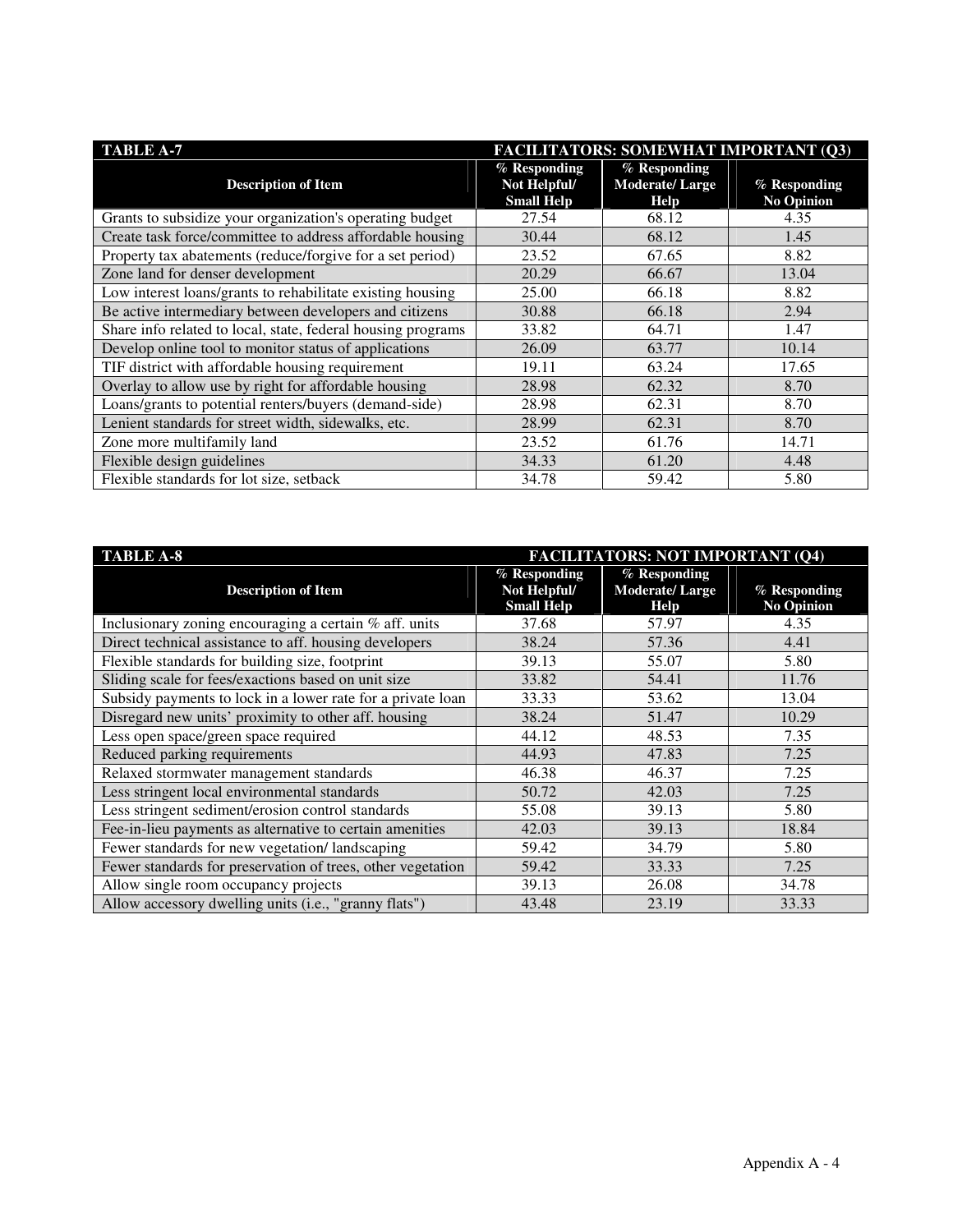| TABLE A-7 | FACILITATORS: SOMEWHAT IMPORTANT (Q3) | | |
|---|---|---|---|
| **Description of Item** | **% Responding Not Helpful/ Small Help** | **% Responding Moderate/ Large Help** | **% Responding No Opinion** |
| Grants to subsidize your organization's operating budget | 27.54 | 68.12 | 4.35 |
| Create task force/committee to address affordable housing | 30.44 | 68.12 | 1.45 |
| Property tax abatements (reduce/forgive for a set period) | 23.52 | 67.65 | 8.82 |
| Zone land for denser development | 20.29 | 66.67 | 13.04 |
| Low interest loans/grants to rehabilitate existing housing | 25.00 | 66.18 | 8.82 |
| Be active intermediary between developers and citizens | 30.88 | 66.18 | 2.94 |
| Share info related to local, state, federal housing programs | 33.82 | 64.71 | 1.47 |
| Develop online tool to monitor status of applications | 26.09 | 63.77 | 10.14 |
| TIF district with affordable housing requirement | 19.11 | 63.24 | 17.65 |
| Overlay to allow use by right for affordable housing | 28.98 | 62.32 | 8.70 |
| Loans/grants to potential renters/buyers (demand-side) | 28.98 | 62.31 | 8.70 |
| Lenient standards for street width, sidewalks, etc. | 28.99 | 62.31 | 8.70 |
| Zone more multifamily land | 23.52 | 61.76 | 14.71 |
| Flexible design guidelines | 34.33 | 61.20 | 4.48 |
| Flexible standards for lot size, setback | 34.78 | 59.42 | 5.80 |

| TABLE A-8 | FACILITATORS: NOT IMPORTANT (Q4) | | |
|---|---|---|---|
| **Description of Item** | **% Responding Not Helpful/ Small Help** | **% Responding Moderate/ Large Help** | **% Responding No Opinion** |
| Inclusionary zoning encouraging a certain % aff. units | 37.68 | 57.97 | 4.35 |
| Direct technical assistance to aff. housing developers | 38.24 | 57.36 | 4.41 |
| Flexible standards for building size, footprint | 39.13 | 55.07 | 5.80 |
| Sliding scale for fees/exactions based on unit size | 33.82 | 54.41 | 11.76 |
| Subsidy payments to lock in a lower rate for a private loan | 33.33 | 53.62 | 13.04 |
| Disregard new units' proximity to other aff. housing | 38.24 | 51.47 | 10.29 |
| Less open space/green space required | 44.12 | 48.53 | 7.35 |
| Reduced parking requirements | 44.93 | 47.83 | 7.25 |
| Relaxed stormwater management standards | 46.38 | 46.37 | 7.25 |
| Less stringent local environmental standards | 50.72 | 42.03 | 7.25 |
| Less stringent sediment/erosion control standards | 55.08 | 39.13 | 5.80 |
| Fee-in-lieu payments as alternative to certain amenities | 42.03 | 39.13 | 18.84 |
| Fewer standards for new vegetation/ landscaping | 59.42 | 34.79 | 5.80 |
| Fewer standards for preservation of trees, other vegetation | 59.42 | 33.33 | 7.25 |
| Allow single room occupancy projects | 39.13 | 26.08 | 34.78 |
| Allow accessory dwelling units (i.e., "granny flats") | 43.48 | 23.19 | 33.33 |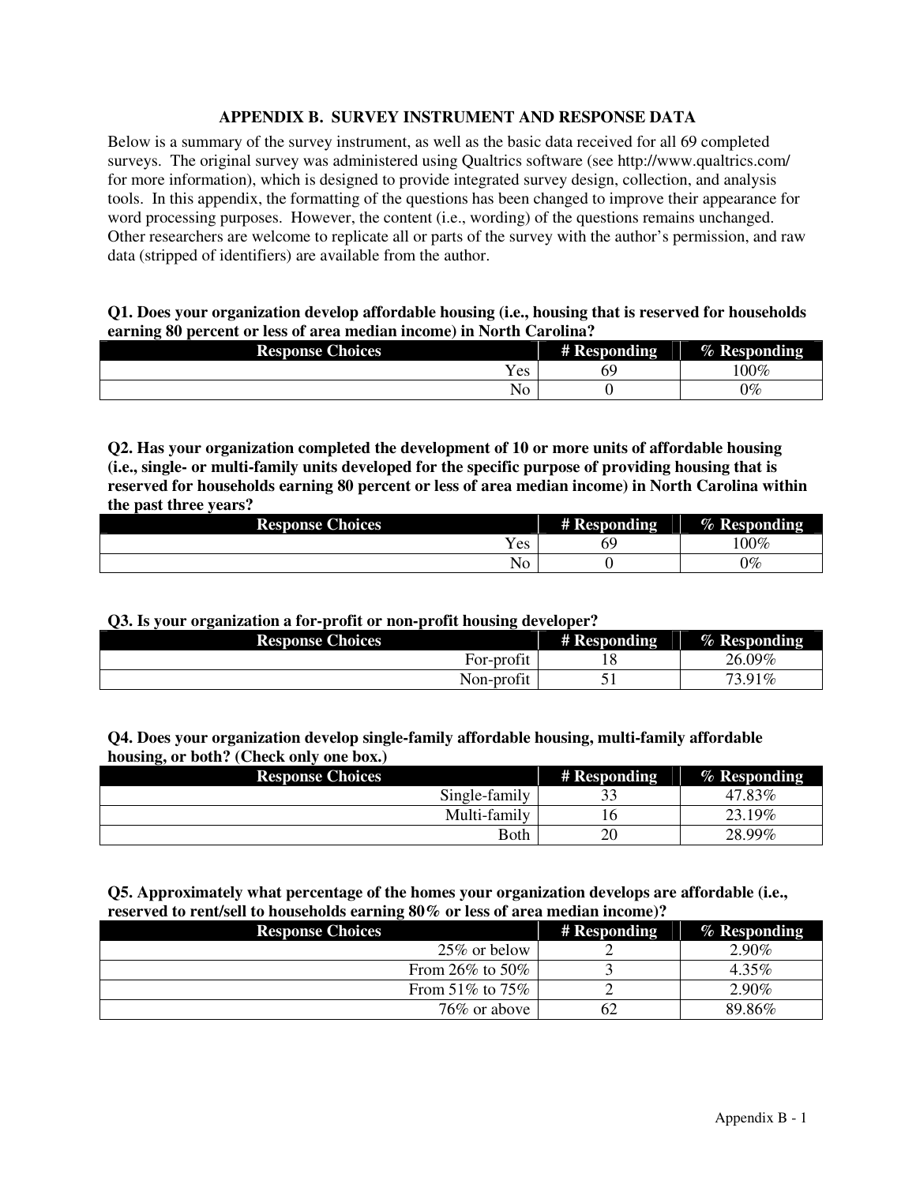## APPENDIX B. SURVEY INSTRUMENT AND RESPONSE DATA

Below is a summary of the survey instrument, as well as the basic data received for all 69 completed surveys. The original survey was administered using Qualtrics software (see http://www.qualtrics.com/ for more information), which is designed to provide integrated survey design, collection, and analysis tools. In this appendix, the formatting of the questions has been changed to improve their appearance for word processing purposes. However, the content (i.e., wording) of the questions remains unchanged. Other researchers are welcome to replicate all or parts of the survey with the author's permission, and raw data (stripped of identifiers) are available from the author.

**Q1. Does your organization develop affordable housing (i.e., housing that is reserved for households earning 80 percent or less of area median income) in North Carolina?**

| Response Choices | # Responding | % Responding |
|---|---|---|
| Yes | 69 | 100% |
| No | 0 | 0% |

**Q2. Has your organization completed the development of 10 or more units of affordable housing (i.e., single- or multi-family units developed for the specific purpose of providing housing that is reserved for households earning 80 percent or less of area median income) in North Carolina within the past three years?**

| Response Choices | # Responding | % Responding |
|---|---|---|
| Yes | 69 | 100% |
| No | 0 | 0% |

**Q3. Is your organization a for-profit or non-profit housing developer?**

| Response Choices | # Responding | % Responding |
|---|---|---|
| For-profit | 18 | 26.09% |
| Non-profit | 51 | 73.91% |

**Q4. Does your organization develop single-family affordable housing, multi-family affordable housing, or both? (Check only one box.)**

| Response Choices | # Responding | % Responding |
|---|---|---|
| Single-family | 33 | 47.83% |
| Multi-family | 16 | 23.19% |
| Both | 20 | 28.99% |

**Q5. Approximately what percentage of the homes your organization develops are affordable (i.e., reserved to rent/sell to households earning 80% or less of area median income)?**

| Response Choices | # Responding | % Responding |
|---|---|---|
| 25% or below | 2 | 2.90% |
| From 26% to 50% | 3 | 4.35% |
| From 51% to 75% | 2 | 2.90% |
| 76% or above | 62 | 89.86% |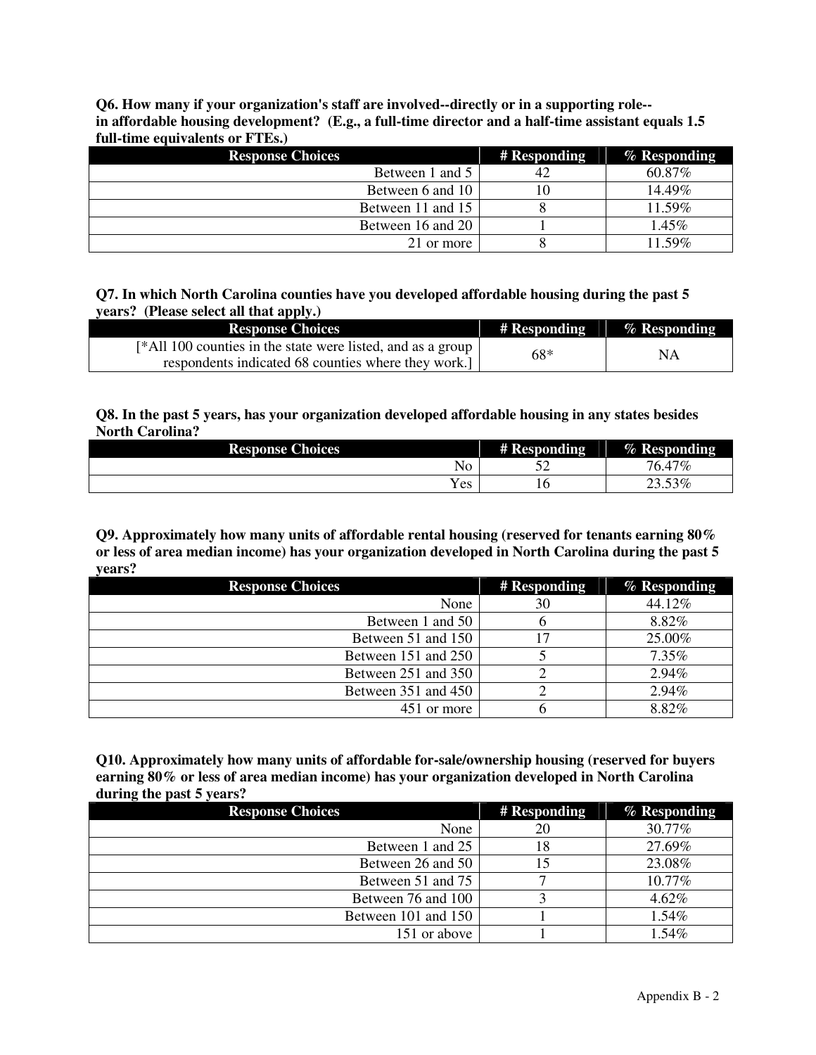**Q6. How many if your organization's staff are involved--directly or in a supporting role-- in affordable housing development? (E.g., a full-time director and a half-time assistant equals 1.5 full-time equivalents or FTEs.)**

| Response Choices | # Responding | % Responding |
|---|---|---|
| Between 1 and 5 | 42 | 60.87% |
| Between 6 and 10 | 10 | 14.49% |
| Between 11 and 15 | 8 | 11.59% |
| Between 16 and 20 | 1 | 1.45% |
| 21 or more | 8 | 11.59% |

**Q7. In which North Carolina counties have you developed affordable housing during the past 5 years? (Please select all that apply.)**

| Response Choices | # Responding | % Responding |
|---|---|---|
| [*All 100 counties in the state were listed, and as a group respondents indicated 68 counties where they work.] | 68* | NA |

**Q8. In the past 5 years, has your organization developed affordable housing in any states besides North Carolina?**

| Response Choices | # Responding | % Responding |
|---|---|---|
| No | 52 | 76.47% |
| Yes | 16 | 23.53% |

**Q9. Approximately how many units of affordable rental housing (reserved for tenants earning 80% or less of area median income) has your organization developed in North Carolina during the past 5 years?**

| Response Choices | # Responding | % Responding |
|---|---|---|
| None | 30 | 44.12% |
| Between 1 and 50 | 6 | 8.82% |
| Between 51 and 150 | 17 | 25.00% |
| Between 151 and 250 | 5 | 7.35% |
| Between 251 and 350 | 2 | 2.94% |
| Between 351 and 450 | 2 | 2.94% |
| 451 or more | 6 | 8.82% |

**Q10. Approximately how many units of affordable for-sale/ownership housing (reserved for buyers earning 80% or less of area median income) has your organization developed in North Carolina during the past 5 years?**

| Response Choices | # Responding | % Responding |
|---|---|---|
| None | 20 | 30.77% |
| Between 1 and 25 | 18 | 27.69% |
| Between 26 and 50 | 15 | 23.08% |
| Between 51 and 75 | 7 | 10.77% |
| Between 76 and 100 | 3 | 4.62% |
| Between 101 and 150 | 1 | 1.54% |
| 151 or above | 1 | 1.54% |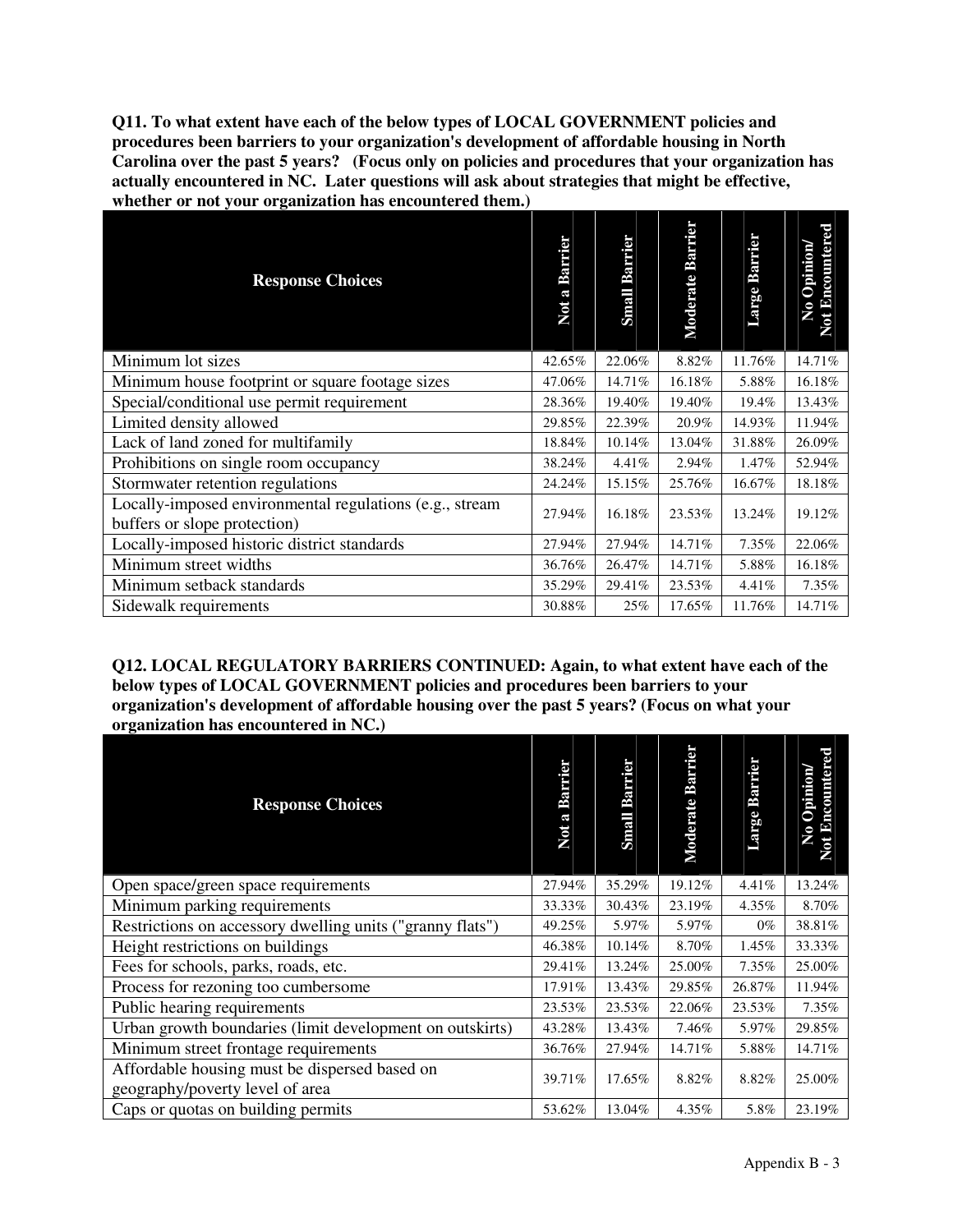**Q11. To what extent have each of the below types of LOCAL GOVERNMENT policies and procedures been barriers to your organization's development of affordable housing in North Carolina over the past 5 years? (Focus only on policies and procedures that your organization has actually encountered in NC. Later questions will ask about strategies that might be effective, whether or not your organization has encountered them.)**

| Response Choices | Not a Barrier | Small Barrier | Moderate Barrier | Large Barrier | No Opinion/ Not Encountered |
|---|---|---|---|---|---|
| Minimum lot sizes | 42.65% | 22.06% | 8.82% | 11.76% | 14.71% |
| Minimum house footprint or square footage sizes | 47.06% | 14.71% | 16.18% | 5.88% | 16.18% |
| Special/conditional use permit requirement | 28.36% | 19.40% | 19.40% | 19.4% | 13.43% |
| Limited density allowed | 29.85% | 22.39% | 20.9% | 14.93% | 11.94% |
| Lack of land zoned for multifamily | 18.84% | 10.14% | 13.04% | 31.88% | 26.09% |
| Prohibitions on single room occupancy | 38.24% | 4.41% | 2.94% | 1.47% | 52.94% |
| Stormwater retention regulations | 24.24% | 15.15% | 25.76% | 16.67% | 18.18% |
| Locally-imposed environmental regulations (e.g., stream buffers or slope protection) | 27.94% | 16.18% | 23.53% | 13.24% | 19.12% |
| Locally-imposed historic district standards | 27.94% | 27.94% | 14.71% | 7.35% | 22.06% |
| Minimum street widths | 36.76% | 26.47% | 14.71% | 5.88% | 16.18% |
| Minimum setback standards | 35.29% | 29.41% | 23.53% | 4.41% | 7.35% |
| Sidewalk requirements | 30.88% | 25% | 17.65% | 11.76% | 14.71% |

**Q12. LOCAL REGULATORY BARRIERS CONTINUED: Again, to what extent have each of the below types of LOCAL GOVERNMENT policies and procedures been barriers to your organization's development of affordable housing over the past 5 years? (Focus on what your organization has encountered in NC.)**

| Response Choices | Not a Barrier | Small Barrier | Moderate Barrier | Large Barrier | No Opinion/ Not Encountered |
|---|---|---|---|---|---|
| Open space/green space requirements | 27.94% | 35.29% | 19.12% | 4.41% | 13.24% |
| Minimum parking requirements | 33.33% | 30.43% | 23.19% | 4.35% | 8.70% |
| Restrictions on accessory dwelling units ("granny flats") | 49.25% | 5.97% | 5.97% | 0% | 38.81% |
| Height restrictions on buildings | 46.38% | 10.14% | 8.70% | 1.45% | 33.33% |
| Fees for schools, parks, roads, etc. | 29.41% | 13.24% | 25.00% | 7.35% | 25.00% |
| Process for rezoning too cumbersome | 17.91% | 13.43% | 29.85% | 26.87% | 11.94% |
| Public hearing requirements | 23.53% | 23.53% | 22.06% | 23.53% | 7.35% |
| Urban growth boundaries (limit development on outskirts) | 43.28% | 13.43% | 7.46% | 5.97% | 29.85% |
| Minimum street frontage requirements | 36.76% | 27.94% | 14.71% | 5.88% | 14.71% |
| Affordable housing must be dispersed based on geography/poverty level of area | 39.71% | 17.65% | 8.82% | 8.82% | 25.00% |
| Caps or quotas on building permits | 53.62% | 13.04% | 4.35% | 5.8% | 23.19% |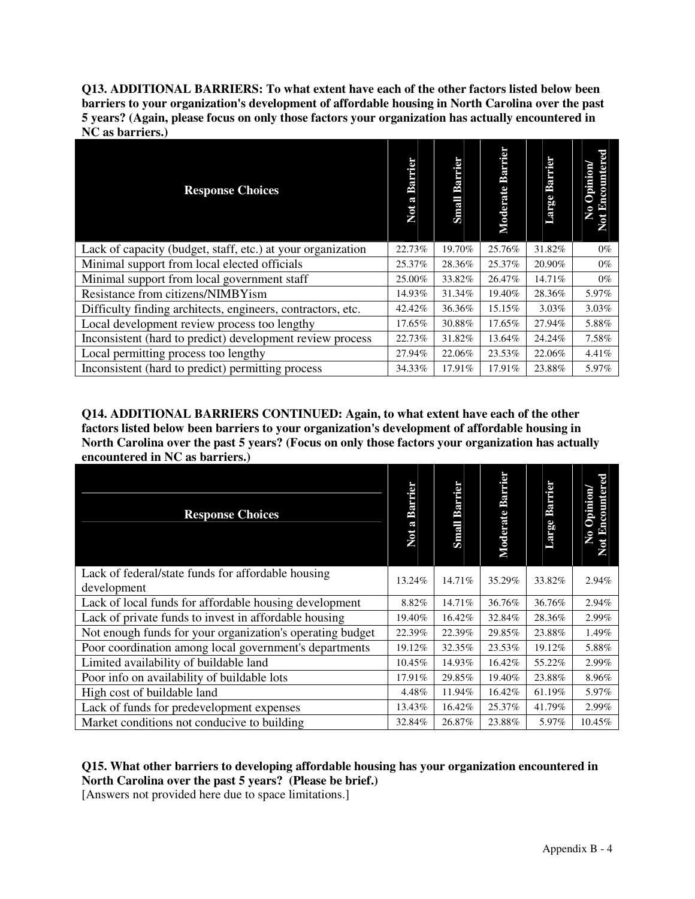**Q13. ADDITIONAL BARRIERS: To what extent have each of the other factors listed below been barriers to your organization's development of affordable housing in North Carolina over the past 5 years? (Again, please focus on only those factors your organization has actually encountered in NC as barriers.)**

| Response Choices | Not a Barrier | Small Barrier | Moderate Barrier | Large Barrier | No Opinion/ Not Encountered |
|---|---|---|---|---|---|
| Lack of capacity (budget, staff, etc.) at your organization | 22.73% | 19.70% | 25.76% | 31.82% | 0% |
| Minimal support from local elected officials | 25.37% | 28.36% | 25.37% | 20.90% | 0% |
| Minimal support from local government staff | 25.00% | 33.82% | 26.47% | 14.71% | 0% |
| Resistance from citizens/NIMBYism | 14.93% | 31.34% | 19.40% | 28.36% | 5.97% |
| Difficulty finding architects, engineers, contractors, etc. | 42.42% | 36.36% | 15.15% | 3.03% | 3.03% |
| Local development review process too lengthy | 17.65% | 30.88% | 17.65% | 27.94% | 5.88% |
| Inconsistent (hard to predict) development review process | 22.73% | 31.82% | 13.64% | 24.24% | 7.58% |
| Local permitting process too lengthy | 27.94% | 22.06% | 23.53% | 22.06% | 4.41% |
| Inconsistent (hard to predict) permitting process | 34.33% | 17.91% | 17.91% | 23.88% | 5.97% |

**Q14. ADDITIONAL BARRIERS CONTINUED: Again, to what extent have each of the other factors listed below been barriers to your organization's development of affordable housing in North Carolina over the past 5 years? (Focus on only those factors your organization has actually encountered in NC as barriers.)**

| Response Choices | Not a Barrier | Small Barrier | Moderate Barrier | Large Barrier | No Opinion/ Not Encountered |
|---|---|---|---|---|---|
| Lack of federal/state funds for affordable housing development | 13.24% | 14.71% | 35.29% | 33.82% | 2.94% |
| Lack of local funds for affordable housing development | 8.82% | 14.71% | 36.76% | 36.76% | 2.94% |
| Lack of private funds to invest in affordable housing | 19.40% | 16.42% | 32.84% | 28.36% | 2.99% |
| Not enough funds for your organization's operating budget | 22.39% | 22.39% | 29.85% | 23.88% | 1.49% |
| Poor coordination among local government's departments | 19.12% | 32.35% | 23.53% | 19.12% | 5.88% |
| Limited availability of buildable land | 10.45% | 14.93% | 16.42% | 55.22% | 2.99% |
| Poor info on availability of buildable lots | 17.91% | 29.85% | 19.40% | 23.88% | 8.96% |
| High cost of buildable land | 4.48% | 11.94% | 16.42% | 61.19% | 5.97% |
| Lack of funds for predevelopment expenses | 13.43% | 16.42% | 25.37% | 41.79% | 2.99% |
| Market conditions not conducive to building | 32.84% | 26.87% | 23.88% | 5.97% | 10.45% |

**Q15. What other barriers to developing affordable housing has your organization encountered in North Carolina over the past 5 years? (Please be brief.)**

[Answers not provided here due to space limitations.]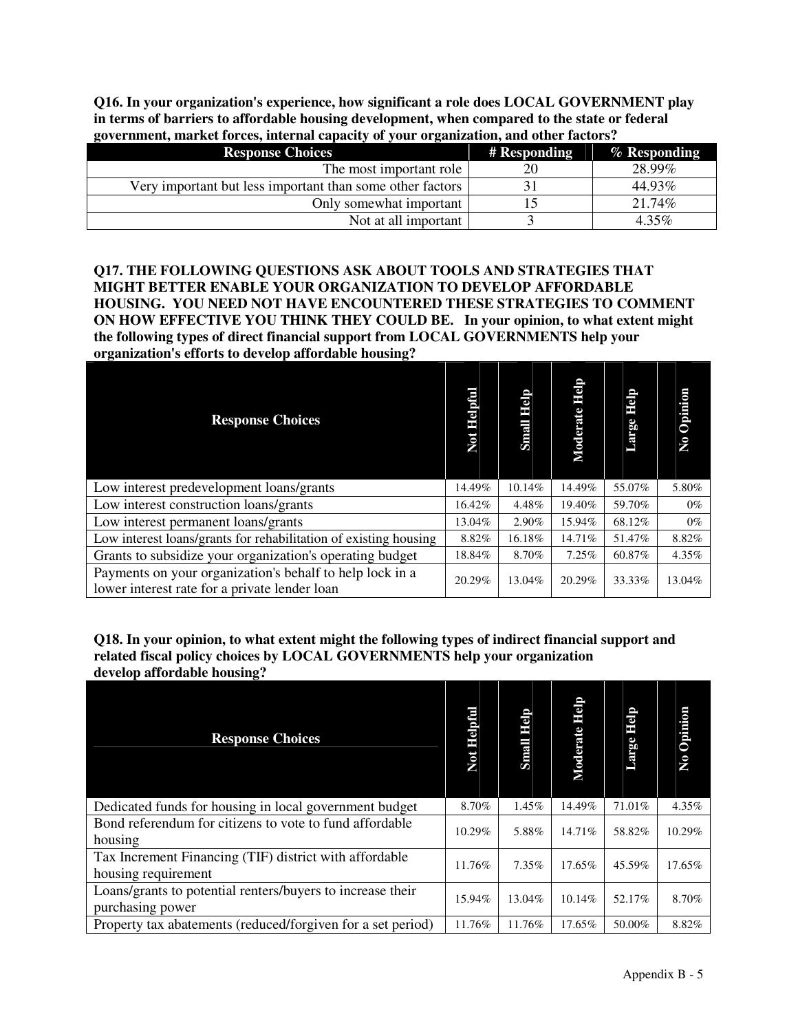**Q16. In your organization's experience, how significant a role does LOCAL GOVERNMENT play in terms of barriers to affordable housing development, when compared to the state or federal government, market forces, internal capacity of your organization, and other factors?**

| Response Choices | # Responding | % Responding |
|---|---|---|
| The most important role | 20 | 28.99% |
| Very important but less important than some other factors | 31 | 44.93% |
| Only somewhat important | 15 | 21.74% |
| Not at all important | 3 | 4.35% |

**Q17. THE FOLLOWING QUESTIONS ASK ABOUT TOOLS AND STRATEGIES THAT MIGHT BETTER ENABLE YOUR ORGANIZATION TO DEVELOP AFFORDABLE HOUSING. YOU NEED NOT HAVE ENCOUNTERED THESE STRATEGIES TO COMMENT ON HOW EFFECTIVE YOU THINK THEY COULD BE. In your opinion, to what extent might the following types of direct financial support from LOCAL GOVERNMENTS help your organization's efforts to develop affordable housing?**

| Response Choices | Not Helpful | Small Help | Moderate Help | Large Help | No Opinion |
|---|---|---|---|---|---|
| Low interest predevelopment loans/grants | 14.49% | 10.14% | 14.49% | 55.07% | 5.80% |
| Low interest construction loans/grants | 16.42% | 4.48% | 19.40% | 59.70% | 0% |
| Low interest permanent loans/grants | 13.04% | 2.90% | 15.94% | 68.12% | 0% |
| Low interest loans/grants for rehabilitation of existing housing | 8.82% | 16.18% | 14.71% | 51.47% | 8.82% |
| Grants to subsidize your organization's operating budget | 18.84% | 8.70% | 7.25% | 60.87% | 4.35% |
| Payments on your organization's behalf to help lock in a lower interest rate for a private lender loan | 20.29% | 13.04% | 20.29% | 33.33% | 13.04% |

**Q18. In your opinion, to what extent might the following types of indirect financial support and related fiscal policy choices by LOCAL GOVERNMENTS help your organization develop affordable housing?**

| Response Choices | Not Helpful | Small Help | Moderate Help | Large Help | No Opinion |
|---|---|---|---|---|---|
| Dedicated funds for housing in local government budget | 8.70% | 1.45% | 14.49% | 71.01% | 4.35% |
| Bond referendum for citizens to vote to fund affordable housing | 10.29% | 5.88% | 14.71% | 58.82% | 10.29% |
| Tax Increment Financing (TIF) district with affordable housing requirement | 11.76% | 7.35% | 17.65% | 45.59% | 17.65% |
| Loans/grants to potential renters/buyers to increase their purchasing power | 15.94% | 13.04% | 10.14% | 52.17% | 8.70% |
| Property tax abatements (reduced/forgiven for a set period) | 11.76% | 11.76% | 17.65% | 50.00% | 8.82% |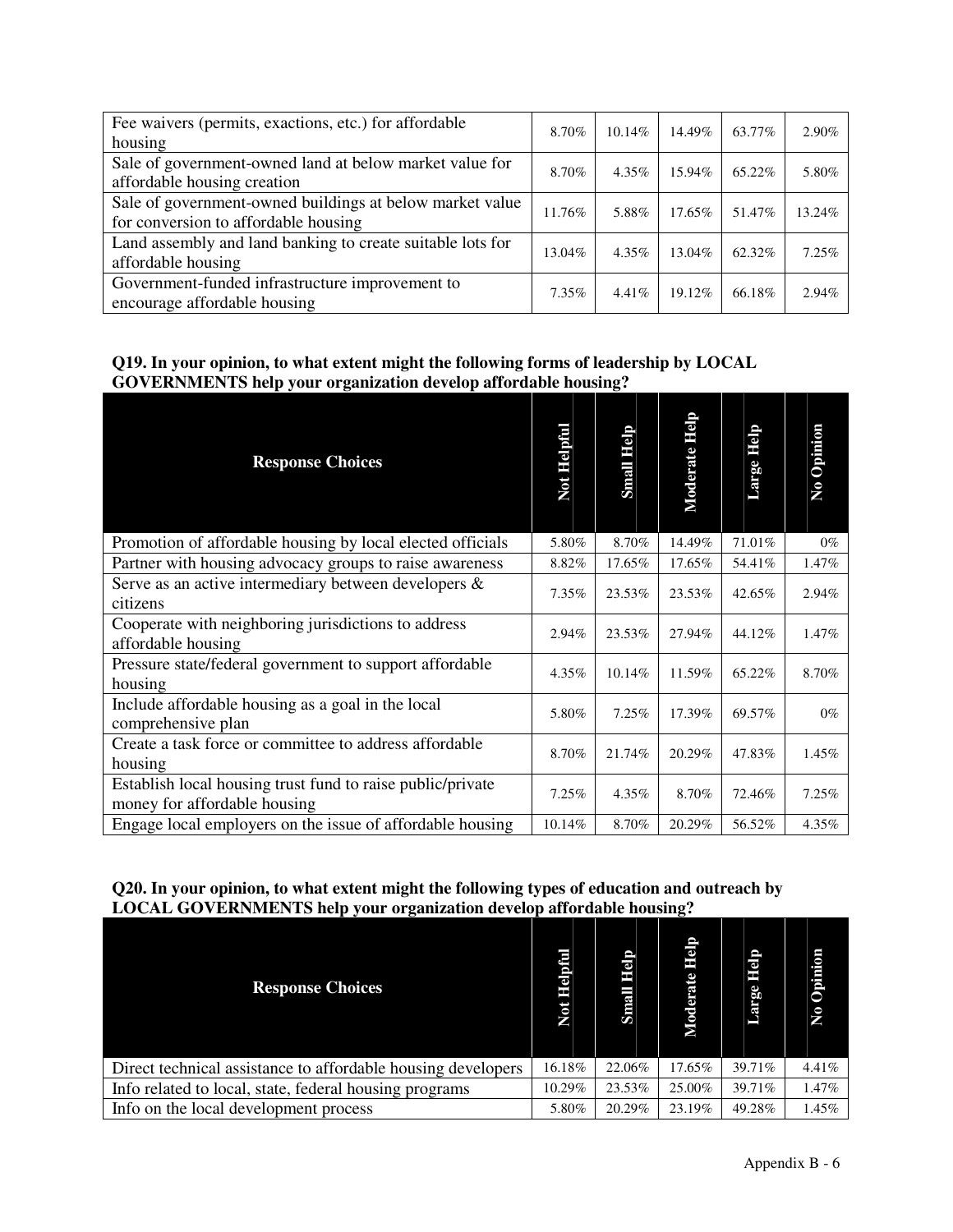| | | | | | |
|---|---|---|---|---|---|
| Fee waivers (permits, exactions, etc.) for affordable housing | 8.70% | 10.14% | 14.49% | 63.77% | 2.90% |
| Sale of government-owned land at below market value for affordable housing creation | 8.70% | 4.35% | 15.94% | 65.22% | 5.80% |
| Sale of government-owned buildings at below market value for conversion to affordable housing | 11.76% | 5.88% | 17.65% | 51.47% | 13.24% |
| Land assembly and land banking to create suitable lots for affordable housing | 13.04% | 4.35% | 13.04% | 62.32% | 7.25% |
| Government-funded infrastructure improvement to encourage affordable housing | 7.35% | 4.41% | 19.12% | 66.18% | 2.94% |

**Q19. In your opinion, to what extent might the following forms of leadership by LOCAL GOVERNMENTS help your organization develop affordable housing?**

| Response Choices | Not Helpful | Small Help | Moderate Help | Large Help | No Opinion |
|---|---|---|---|---|---|
| Promotion of affordable housing by local elected officials | 5.80% | 8.70% | 14.49% | 71.01% | 0% |
| Partner with housing advocacy groups to raise awareness | 8.82% | 17.65% | 17.65% | 54.41% | 1.47% |
| Serve as an active intermediary between developers & citizens | 7.35% | 23.53% | 23.53% | 42.65% | 2.94% |
| Cooperate with neighboring jurisdictions to address affordable housing | 2.94% | 23.53% | 27.94% | 44.12% | 1.47% |
| Pressure state/federal government to support affordable housing | 4.35% | 10.14% | 11.59% | 65.22% | 8.70% |
| Include affordable housing as a goal in the local comprehensive plan | 5.80% | 7.25% | 17.39% | 69.57% | 0% |
| Create a task force or committee to address affordable housing | 8.70% | 21.74% | 20.29% | 47.83% | 1.45% |
| Establish local housing trust fund to raise public/private money for affordable housing | 7.25% | 4.35% | 8.70% | 72.46% | 7.25% |
| Engage local employers on the issue of affordable housing | 10.14% | 8.70% | 20.29% | 56.52% | 4.35% |

**Q20. In your opinion, to what extent might the following types of education and outreach by LOCAL GOVERNMENTS help your organization develop affordable housing?**

| Response Choices | Not Helpful | Small Help | Moderate Help | Large Help | No Opinion |
|---|---|---|---|---|---|
| Direct technical assistance to affordable housing developers | 16.18% | 22.06% | 17.65% | 39.71% | 4.41% |
| Info related to local, state, federal housing programs | 10.29% | 23.53% | 25.00% | 39.71% | 1.47% |
| Info on the local development process | 5.80% | 20.29% | 23.19% | 49.28% | 1.45% |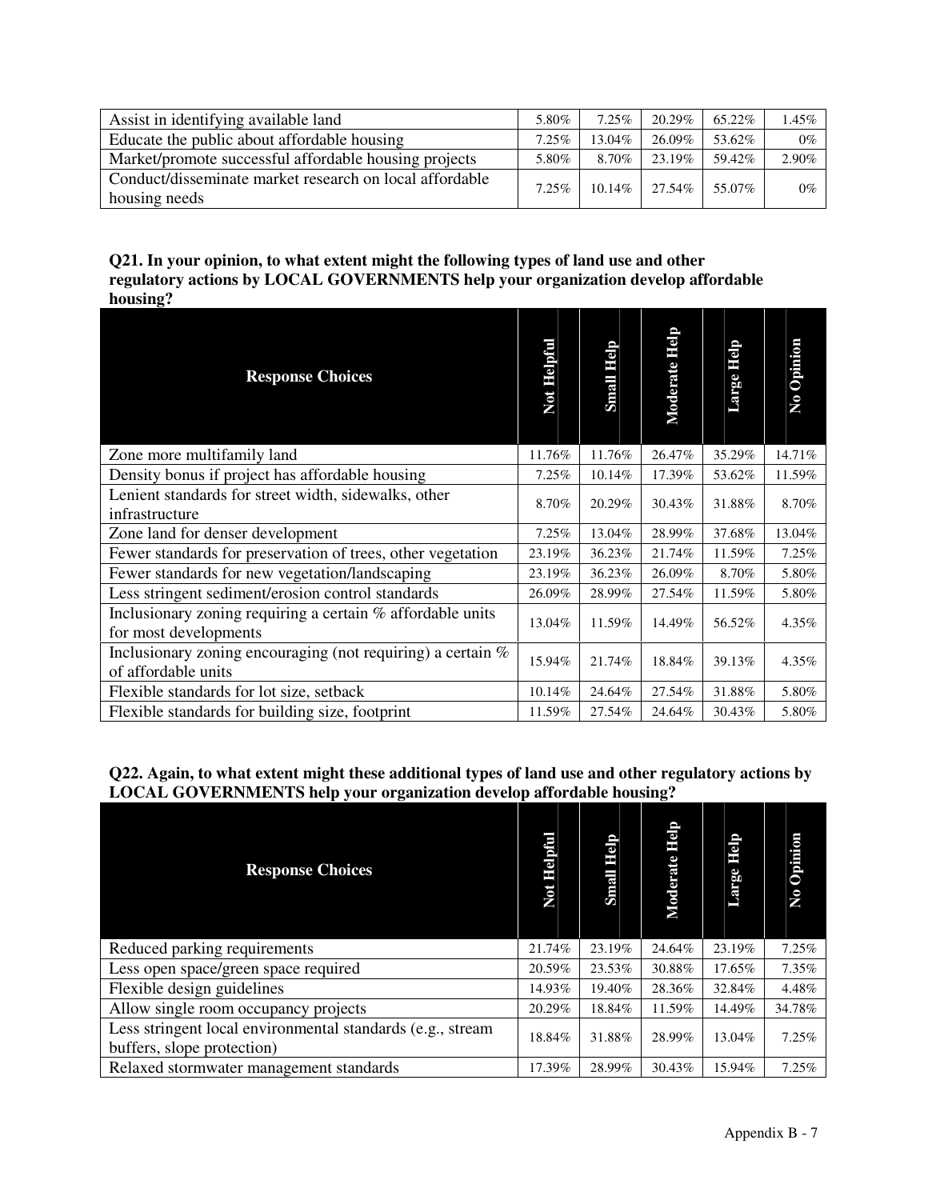| | | | | | |
|---|---|---|---|---|---|
| Assist in identifying available land | 5.80% | 7.25% | 20.29% | 65.22% | 1.45% |
| Educate the public about affordable housing | 7.25% | 13.04% | 26.09% | 53.62% | 0% |
| Market/promote successful affordable housing projects | 5.80% | 8.70% | 23.19% | 59.42% | 2.90% |
| Conduct/disseminate market research on local affordable housing needs | 7.25% | 10.14% | 27.54% | 55.07% | 0% |

**Q21. In your opinion, to what extent might the following types of land use and other regulatory actions by LOCAL GOVERNMENTS help your organization develop affordable housing?**

| Response Choices | Not Helpful | Small Help | Moderate Help | Large Help | No Opinion |
|---|---|---|---|---|---|
| Zone more multifamily land | 11.76% | 11.76% | 26.47% | 35.29% | 14.71% |
| Density bonus if project has affordable housing | 7.25% | 10.14% | 17.39% | 53.62% | 11.59% |
| Lenient standards for street width, sidewalks, other infrastructure | 8.70% | 20.29% | 30.43% | 31.88% | 8.70% |
| Zone land for denser development | 7.25% | 13.04% | 28.99% | 37.68% | 13.04% |
| Fewer standards for preservation of trees, other vegetation | 23.19% | 36.23% | 21.74% | 11.59% | 7.25% |
| Fewer standards for new vegetation/landscaping | 23.19% | 36.23% | 26.09% | 8.70% | 5.80% |
| Less stringent sediment/erosion control standards | 26.09% | 28.99% | 27.54% | 11.59% | 5.80% |
| Inclusionary zoning requiring a certain % affordable units for most developments | 13.04% | 11.59% | 14.49% | 56.52% | 4.35% |
| Inclusionary zoning encouraging (not requiring) a certain % of affordable units | 15.94% | 21.74% | 18.84% | 39.13% | 4.35% |
| Flexible standards for lot size, setback | 10.14% | 24.64% | 27.54% | 31.88% | 5.80% |
| Flexible standards for building size, footprint | 11.59% | 27.54% | 24.64% | 30.43% | 5.80% |

**Q22. Again, to what extent might these additional types of land use and other regulatory actions by LOCAL GOVERNMENTS help your organization develop affordable housing?**

| Response Choices | Not Helpful | Small Help | Moderate Help | Large Help | No Opinion |
|---|---|---|---|---|---|
| Reduced parking requirements | 21.74% | 23.19% | 24.64% | 23.19% | 7.25% |
| Less open space/green space required | 20.59% | 23.53% | 30.88% | 17.65% | 7.35% |
| Flexible design guidelines | 14.93% | 19.40% | 28.36% | 32.84% | 4.48% |
| Allow single room occupancy projects | 20.29% | 18.84% | 11.59% | 14.49% | 34.78% |
| Less stringent local environmental standards (e.g., stream buffers, slope protection) | 18.84% | 31.88% | 28.99% | 13.04% | 7.25% |
| Relaxed stormwater management standards | 17.39% | 28.99% | 30.43% | 15.94% | 7.25% |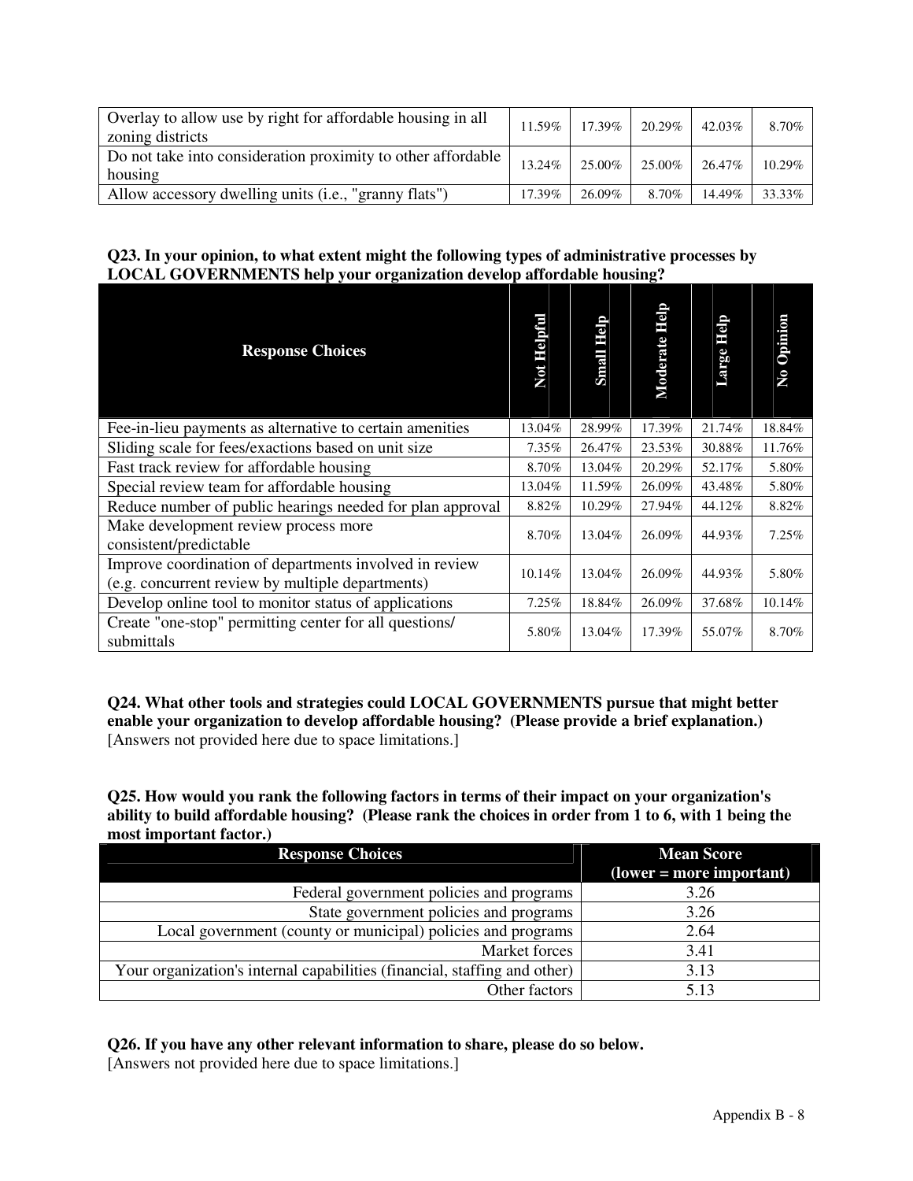| | | | | | |
|---|---|---|---|---|---|
| Overlay to allow use by right for affordable housing in all zoning districts | 11.59% | 17.39% | 20.29% | 42.03% | 8.70% |
| Do not take into consideration proximity to other affordable housing | 13.24% | 25.00% | 25.00% | 26.47% | 10.29% |
| Allow accessory dwelling units (i.e., "granny flats") | 17.39% | 26.09% | 8.70% | 14.49% | 33.33% |

**Q23. In your opinion, to what extent might the following types of administrative processes by LOCAL GOVERNMENTS help your organization develop affordable housing?**

| Response Choices | Not Helpful | Small Help | Moderate Help | Large Help | No Opinion |
|---|---|---|---|---|---|
| Fee-in-lieu payments as alternative to certain amenities | 13.04% | 28.99% | 17.39% | 21.74% | 18.84% |
| Sliding scale for fees/exactions based on unit size | 7.35% | 26.47% | 23.53% | 30.88% | 11.76% |
| Fast track review for affordable housing | 8.70% | 13.04% | 20.29% | 52.17% | 5.80% |
| Special review team for affordable housing | 13.04% | 11.59% | 26.09% | 43.48% | 5.80% |
| Reduce number of public hearings needed for plan approval | 8.82% | 10.29% | 27.94% | 44.12% | 8.82% |
| Make development review process more consistent/predictable | 8.70% | 13.04% | 26.09% | 44.93% | 7.25% |
| Improve coordination of departments involved in review (e.g. concurrent review by multiple departments) | 10.14% | 13.04% | 26.09% | 44.93% | 5.80% |
| Develop online tool to monitor status of applications | 7.25% | 18.84% | 26.09% | 37.68% | 10.14% |
| Create "one-stop" permitting center for all questions/ submittals | 5.80% | 13.04% | 17.39% | 55.07% | 8.70% |

**Q24. What other tools and strategies could LOCAL GOVERNMENTS pursue that might better enable your organization to develop affordable housing? (Please provide a brief explanation.)**
[Answers not provided here due to space limitations.]

**Q25. How would you rank the following factors in terms of their impact on your organization's ability to build affordable housing? (Please rank the choices in order from 1 to 6, with 1 being the most important factor.)**

| Response Choices | Mean Score (lower = more important) |
|---|---|
| Federal government policies and programs | 3.26 |
| State government policies and programs | 3.26 |
| Local government (county or municipal) policies and programs | 2.64 |
| Market forces | 3.41 |
| Your organization's internal capabilities (financial, staffing and other) | 3.13 |
| Other factors | 5.13 |

**Q26. If you have any other relevant information to share, please do so below.**
[Answers not provided here due to space limitations.]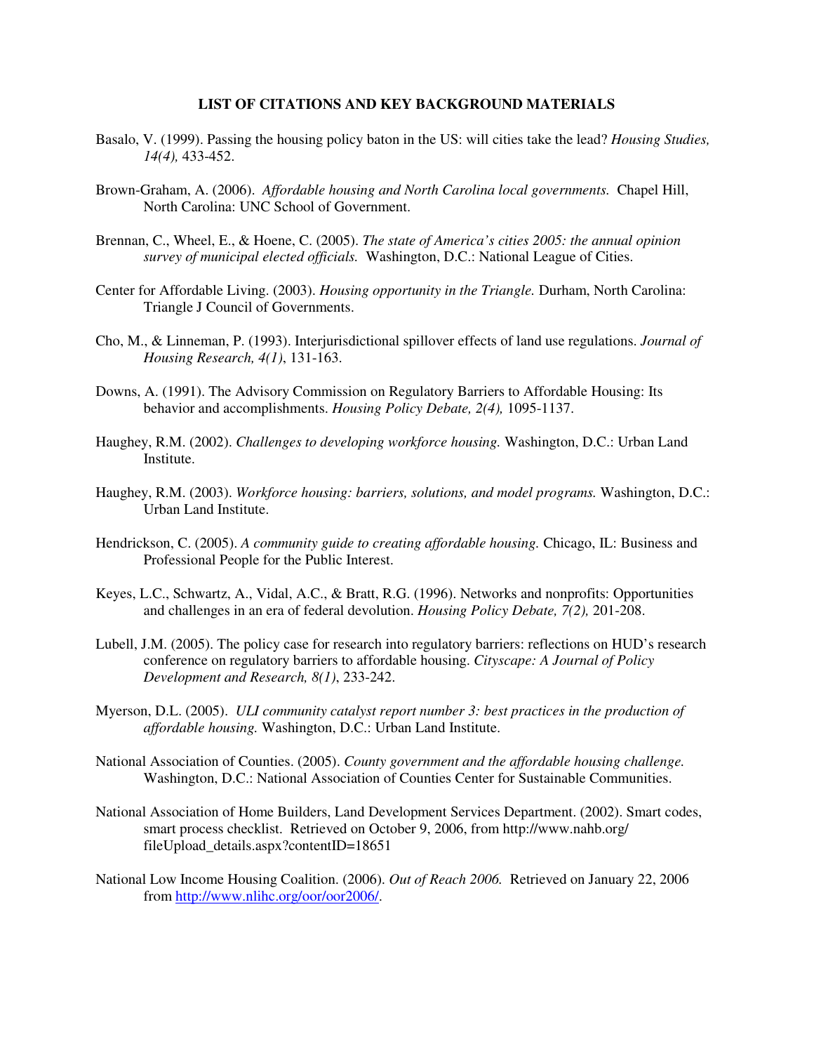# LIST OF CITATIONS AND KEY BACKGROUND MATERIALS

Basalo, V. (1999). Passing the housing policy baton in the US: will cities take the lead? *Housing Studies, 14(4),* 433-452.

Brown-Graham, A. (2006). *Affordable housing and North Carolina local governments.* Chapel Hill, North Carolina: UNC School of Government.

Brennan, C., Wheel, E., & Hoene, C. (2005). *The state of America's cities 2005: the annual opinion survey of municipal elected officials.* Washington, D.C.: National League of Cities.

Center for Affordable Living. (2003). *Housing opportunity in the Triangle.* Durham, North Carolina: Triangle J Council of Governments.

Cho, M., & Linneman, P. (1993). Interjurisdictional spillover effects of land use regulations. *Journal of Housing Research, 4(1)*, 131-163.

Downs, A. (1991). The Advisory Commission on Regulatory Barriers to Affordable Housing: Its behavior and accomplishments. *Housing Policy Debate, 2(4),* 1095-1137.

Haughey, R.M. (2002). *Challenges to developing workforce housing.* Washington, D.C.: Urban Land Institute.

Haughey, R.M. (2003). *Workforce housing: barriers, solutions, and model programs.* Washington, D.C.: Urban Land Institute.

Hendrickson, C. (2005). *A community guide to creating affordable housing.* Chicago, IL: Business and Professional People for the Public Interest.

Keyes, L.C., Schwartz, A., Vidal, A.C., & Bratt, R.G. (1996). Networks and nonprofits: Opportunities and challenges in an era of federal devolution. *Housing Policy Debate, 7(2),* 201-208.

Lubell, J.M. (2005). The policy case for research into regulatory barriers: reflections on HUD's research conference on regulatory barriers to affordable housing. *Cityscape: A Journal of Policy Development and Research, 8(1)*, 233-242.

Myerson, D.L. (2005). *ULI community catalyst report number 3: best practices in the production of affordable housing.* Washington, D.C.: Urban Land Institute.

National Association of Counties. (2005). *County government and the affordable housing challenge.* Washington, D.C.: National Association of Counties Center for Sustainable Communities.

National Association of Home Builders, Land Development Services Department. (2002). Smart codes, smart process checklist. Retrieved on October 9, 2006, from http://www.nahb.org/fileUpload_details.aspx?contentID=18651

National Low Income Housing Coalition. (2006). *Out of Reach 2006.* Retrieved on January 22, 2006 from http://www.nlihc.org/oor/oor2006/.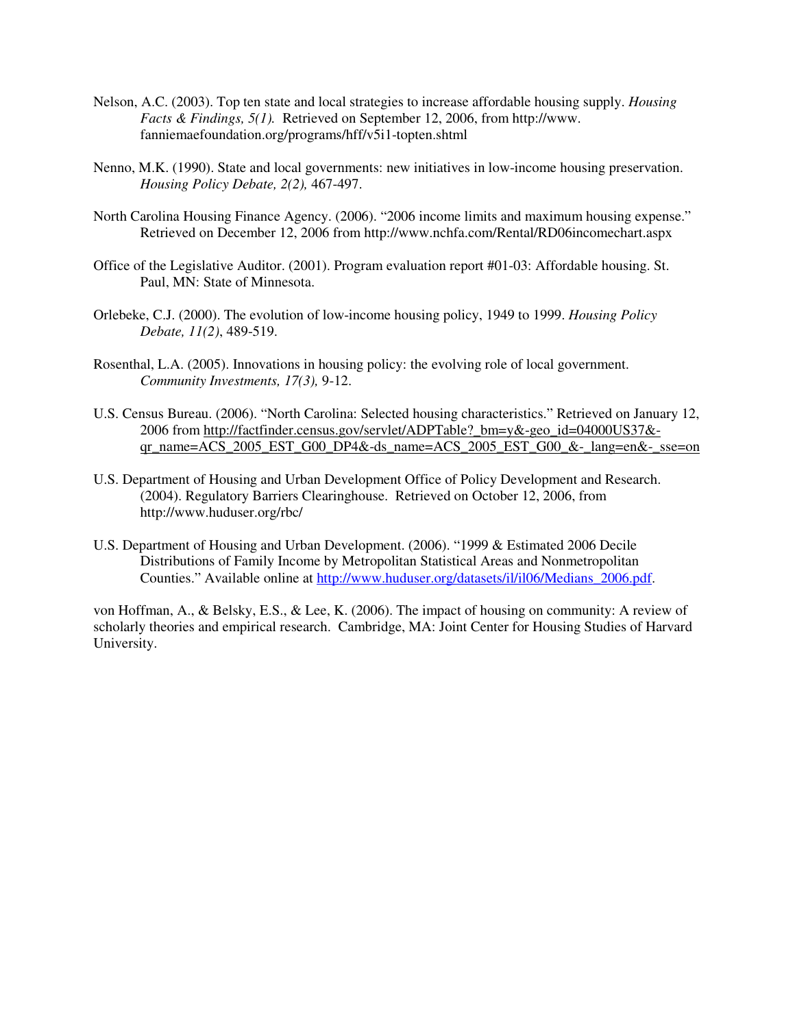Nelson, A.C. (2003). Top ten state and local strategies to increase affordable housing supply. *Housing Facts & Findings, 5(1).* Retrieved on September 12, 2006, from http://www.fanniemaefoundation.org/programs/hff/v5i1-topten.shtml

Nenno, M.K. (1990). State and local governments: new initiatives in low-income housing preservation. *Housing Policy Debate, 2(2),* 467-497.

North Carolina Housing Finance Agency. (2006). "2006 income limits and maximum housing expense." Retrieved on December 12, 2006 from http://www.nchfa.com/Rental/RD06incomechart.aspx

Office of the Legislative Auditor. (2001). Program evaluation report #01-03: Affordable housing. St. Paul, MN: State of Minnesota.

Orlebeke, C.J. (2000). The evolution of low-income housing policy, 1949 to 1999. *Housing Policy Debate, 11(2)*, 489-519.

Rosenthal, L.A. (2005). Innovations in housing policy: the evolving role of local government. *Community Investments, 17(3),* 9-12.

U.S. Census Bureau. (2006). "North Carolina: Selected housing characteristics." Retrieved on January 12, 2006 from http://factfinder.census.gov/servlet/ADPTable?_bm=y&-geo_id=04000US37&-qr_name=ACS_2005_EST_G00_DP4&-ds_name=ACS_2005_EST_G00_&-_lang=en&-_sse=on

U.S. Department of Housing and Urban Development Office of Policy Development and Research. (2004). Regulatory Barriers Clearinghouse. Retrieved on October 12, 2006, from http://www.huduser.org/rbc/

U.S. Department of Housing and Urban Development. (2006). "1999 & Estimated 2006 Decile Distributions of Family Income by Metropolitan Statistical Areas and Nonmetropolitan Counties." Available online at http://www.huduser.org/datasets/il/il06/Medians_2006.pdf.

von Hoffman, A., & Belsky, E.S., & Lee, K. (2006). The impact of housing on community: A review of scholarly theories and empirical research. Cambridge, MA: Joint Center for Housing Studies of Harvard University.